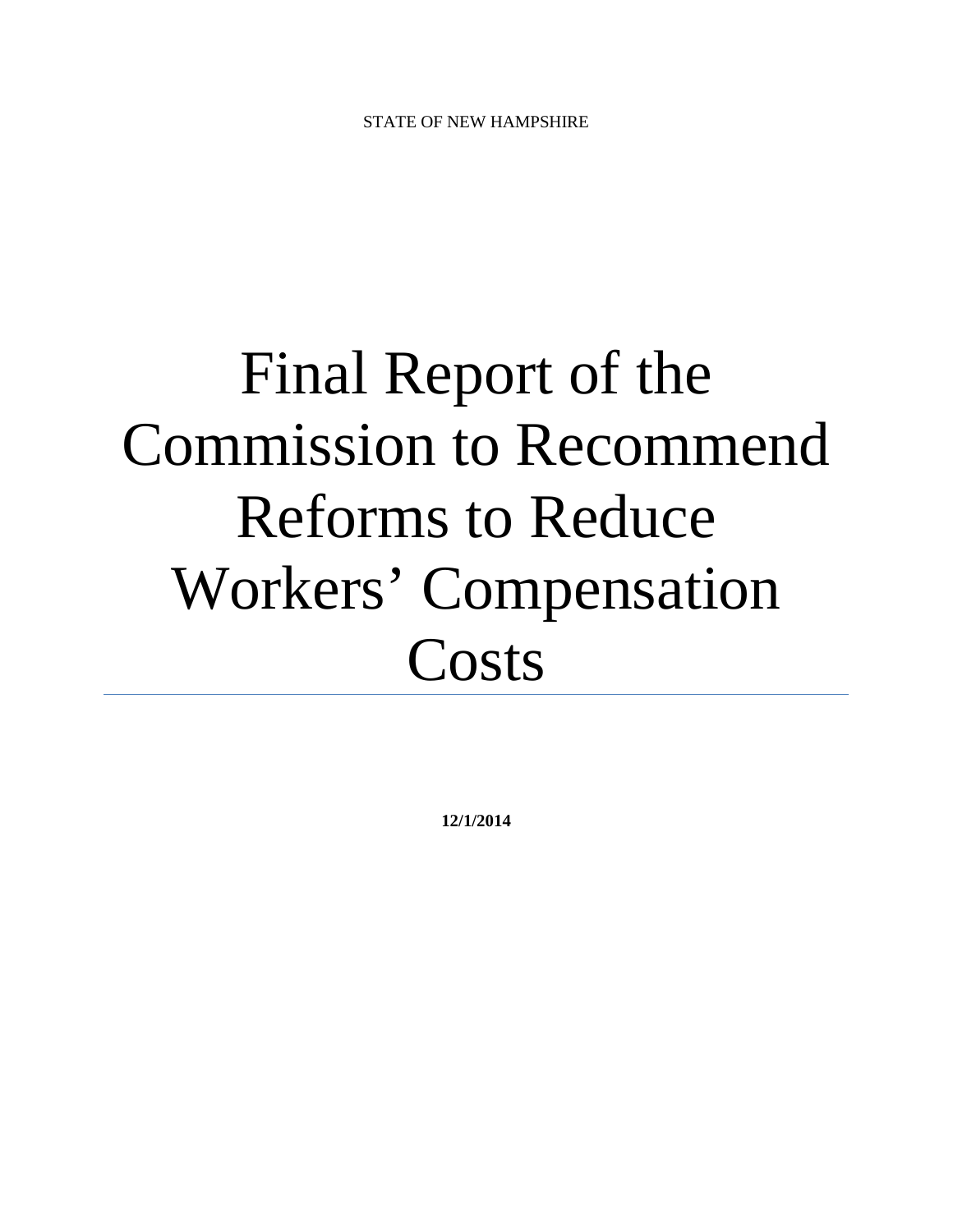STATE OF NEW HAMPSHIRE

# Final Report of the Commission to Recommend Reforms to Reduce Workers' Compensation Costs

**12/1/2014**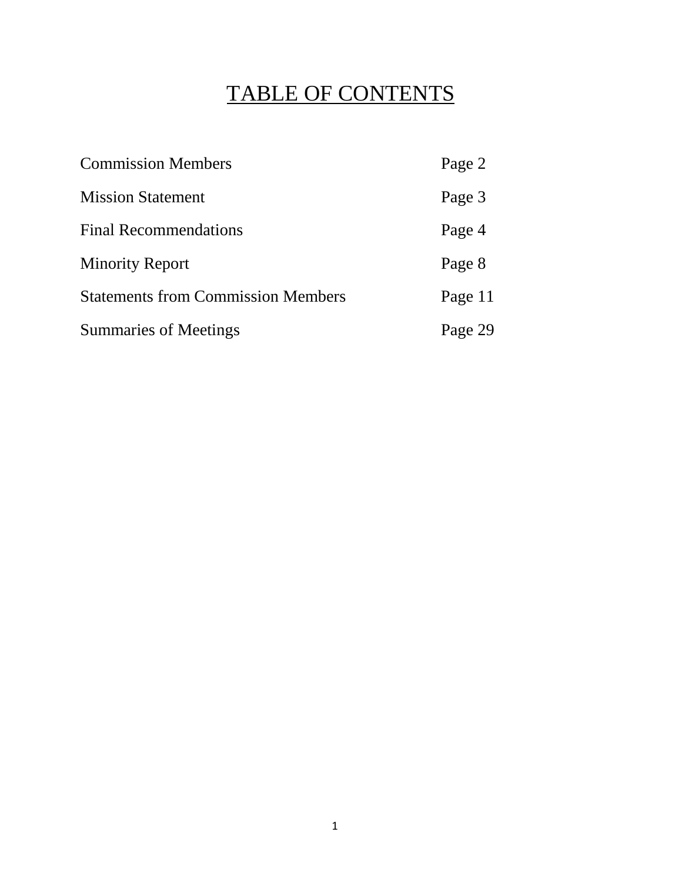# TABLE OF CONTENTS

| | |
|---|---|
| Commission Members | Page 2 |
| Mission Statement | Page 3 |
| Final Recommendations | Page 4 |
| Minority Report | Page 8 |
| Statements from Commission Members | Page 11 |
| Summaries of Meetings | Page 29 |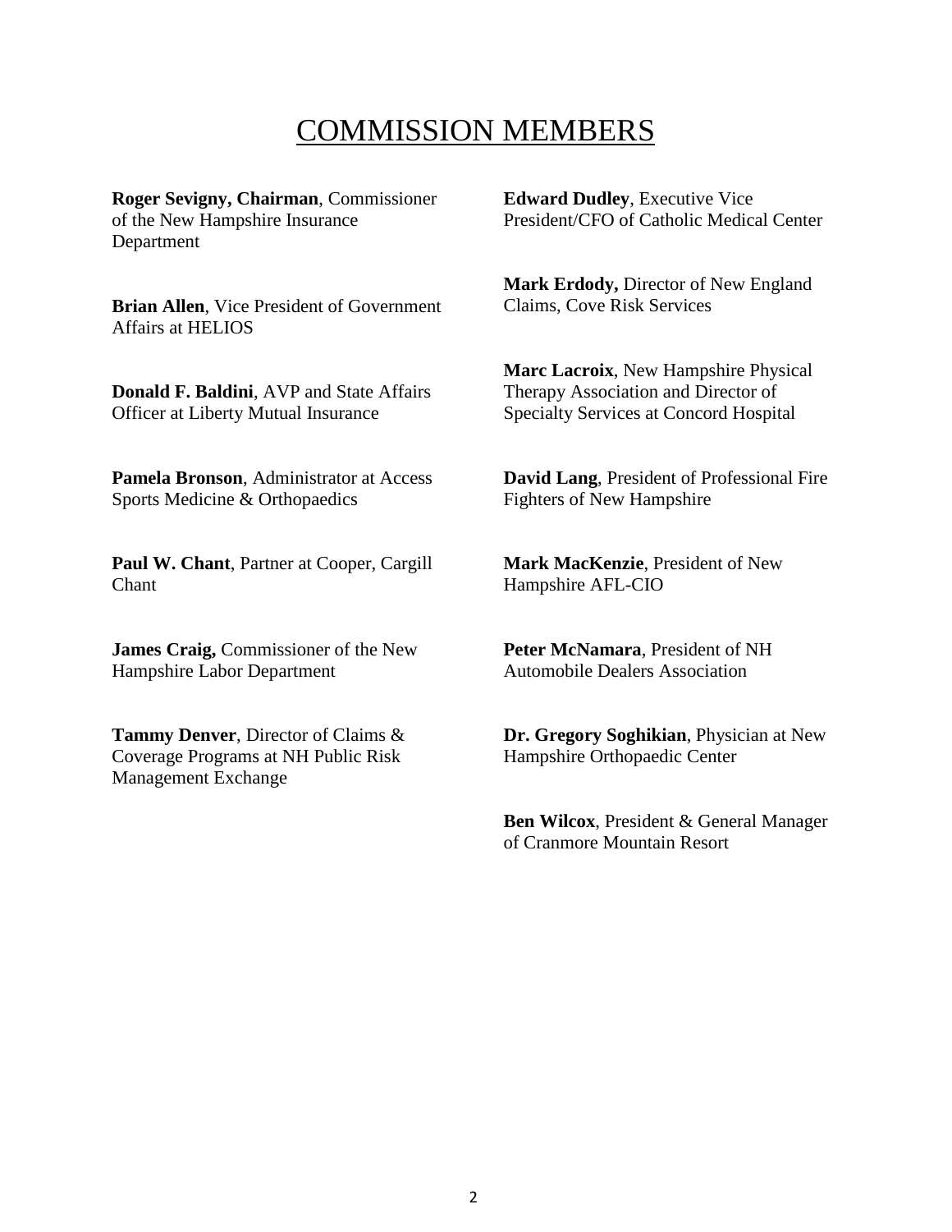# COMMISSION MEMBERS

**Roger Sevigny, Chairman**, Commissioner of the New Hampshire Insurance Department

**Brian Allen**, Vice President of Government Affairs at HELIOS

**Donald F. Baldini**, AVP and State Affairs Officer at Liberty Mutual Insurance

**Pamela Bronson**, Administrator at Access Sports Medicine & Orthopaedics

**Paul W. Chant**, Partner at Cooper, Cargill Chant

**James Craig,** Commissioner of the New Hampshire Labor Department

**Tammy Denver**, Director of Claims & Coverage Programs at NH Public Risk Management Exchange

**Edward Dudley**, Executive Vice President/CFO of Catholic Medical Center

**Mark Erdody,** Director of New England Claims, Cove Risk Services

**Marc Lacroix**, New Hampshire Physical Therapy Association and Director of Specialty Services at Concord Hospital

**David Lang**, President of Professional Fire Fighters of New Hampshire

**Mark MacKenzie**, President of New Hampshire AFL-CIO

**Peter McNamara**, President of NH Automobile Dealers Association

**Dr. Gregory Soghikian**, Physician at New Hampshire Orthopaedic Center

**Ben Wilcox**, President & General Manager of Cranmore Mountain Resort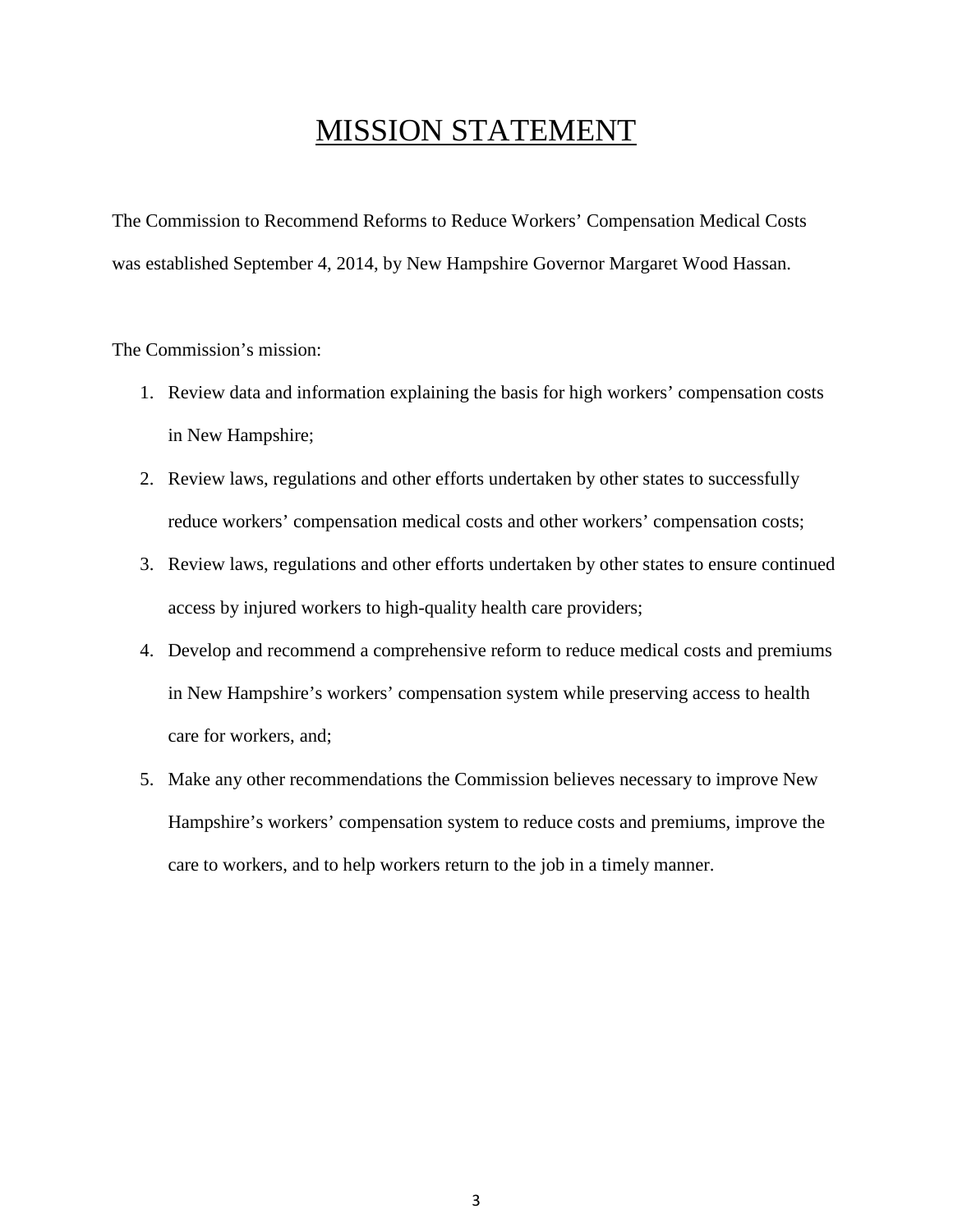# MISSION STATEMENT

The Commission to Recommend Reforms to Reduce Workers' Compensation Medical Costs was established September 4, 2014, by New Hampshire Governor Margaret Wood Hassan.

The Commission's mission:

1. Review data and information explaining the basis for high workers' compensation costs in New Hampshire;
2. Review laws, regulations and other efforts undertaken by other states to successfully reduce workers' compensation medical costs and other workers' compensation costs;
3. Review laws, regulations and other efforts undertaken by other states to ensure continued access by injured workers to high-quality health care providers;
4. Develop and recommend a comprehensive reform to reduce medical costs and premiums in New Hampshire's workers' compensation system while preserving access to health care for workers, and;
5. Make any other recommendations the Commission believes necessary to improve New Hampshire's workers' compensation system to reduce costs and premiums, improve the care to workers, and to help workers return to the job in a timely manner.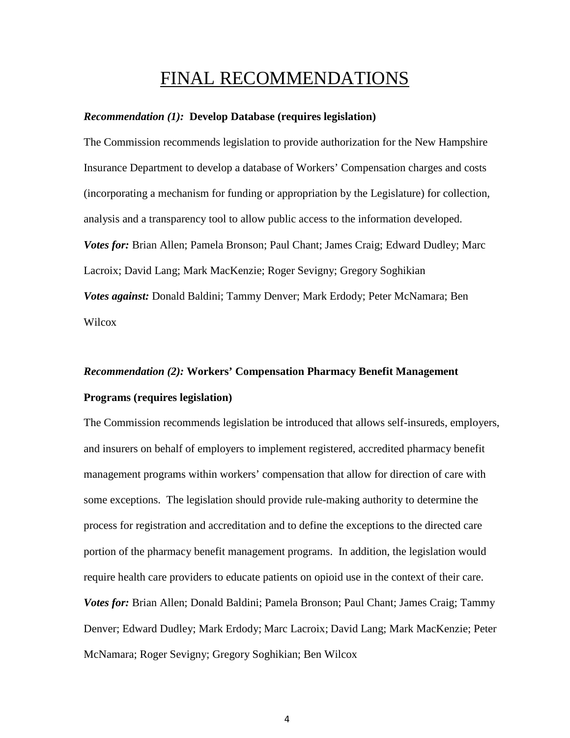# FINAL RECOMMENDATIONS

***Recommendation (1):*** **Develop Database (requires legislation)**

The Commission recommends legislation to provide authorization for the New Hampshire Insurance Department to develop a database of Workers' Compensation charges and costs (incorporating a mechanism for funding or appropriation by the Legislature) for collection, analysis and a transparency tool to allow public access to the information developed.

***Votes for:*** Brian Allen; Pamela Bronson; Paul Chant; James Craig; Edward Dudley; Marc Lacroix; David Lang; Mark MacKenzie; Roger Sevigny; Gregory Soghikian

***Votes against:*** Donald Baldini; Tammy Denver; Mark Erdody; Peter McNamara; Ben Wilcox

***Recommendation (2):*** **Workers' Compensation Pharmacy Benefit Management Programs (requires legislation)**

The Commission recommends legislation be introduced that allows self-insureds, employers, and insurers on behalf of employers to implement registered, accredited pharmacy benefit management programs within workers' compensation that allow for direction of care with some exceptions. The legislation should provide rule-making authority to determine the process for registration and accreditation and to define the exceptions to the directed care portion of the pharmacy benefit management programs. In addition, the legislation would require health care providers to educate patients on opioid use in the context of their care.

***Votes for:*** Brian Allen; Donald Baldini; Pamela Bronson; Paul Chant; James Craig; Tammy Denver; Edward Dudley; Mark Erdody; Marc Lacroix; David Lang; Mark MacKenzie; Peter McNamara; Roger Sevigny; Gregory Soghikian; Ben Wilcox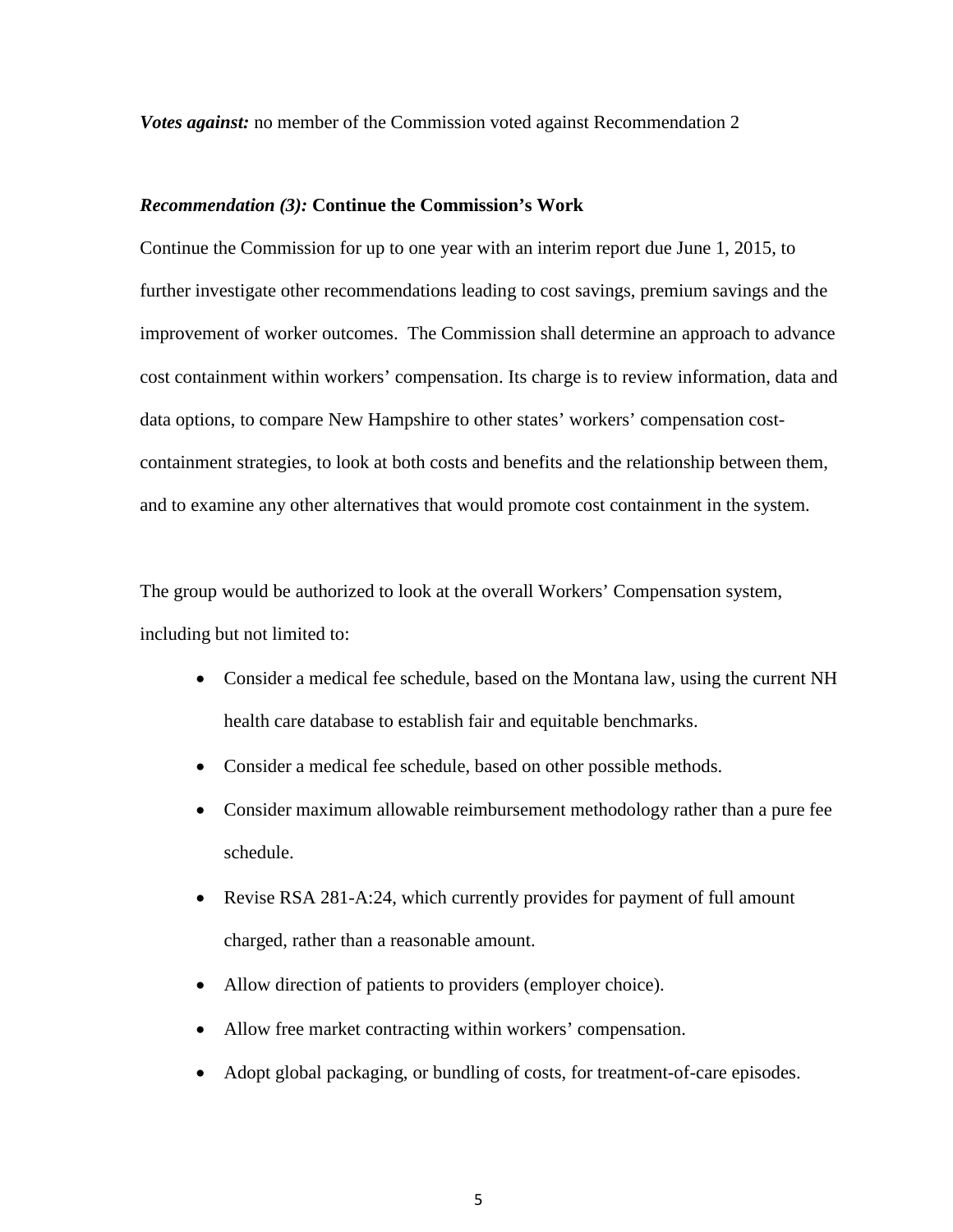***Votes against:*** no member of the Commission voted against Recommendation 2

***Recommendation (3):*** **Continue the Commission's Work**

Continue the Commission for up to one year with an interim report due June 1, 2015, to further investigate other recommendations leading to cost savings, premium savings and the improvement of worker outcomes. The Commission shall determine an approach to advance cost containment within workers' compensation. Its charge is to review information, data and data options, to compare New Hampshire to other states' workers' compensation cost-containment strategies, to look at both costs and benefits and the relationship between them, and to examine any other alternatives that would promote cost containment in the system.

The group would be authorized to look at the overall Workers' Compensation system, including but not limited to:

- Consider a medical fee schedule, based on the Montana law, using the current NH health care database to establish fair and equitable benchmarks.
- Consider a medical fee schedule, based on other possible methods.
- Consider maximum allowable reimbursement methodology rather than a pure fee schedule.
- Revise RSA 281-A:24, which currently provides for payment of full amount charged, rather than a reasonable amount.
- Allow direction of patients to providers (employer choice).
- Allow free market contracting within workers' compensation.
- Adopt global packaging, or bundling of costs, for treatment-of-care episodes.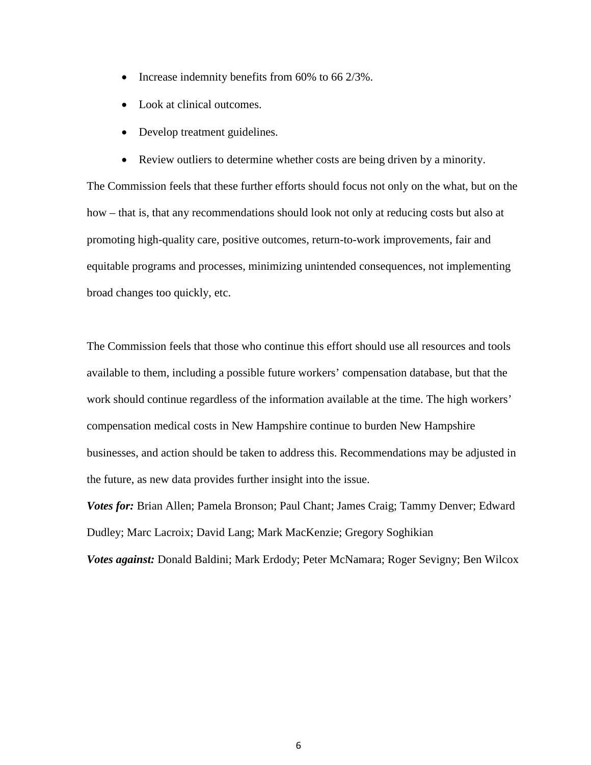- Increase indemnity benefits from 60% to 66 2/3%.
- Look at clinical outcomes.
- Develop treatment guidelines.
- Review outliers to determine whether costs are being driven by a minority.

The Commission feels that these further efforts should focus not only on the what, but on the how – that is, that any recommendations should look not only at reducing costs but also at promoting high-quality care, positive outcomes, return-to-work improvements, fair and equitable programs and processes, minimizing unintended consequences, not implementing broad changes too quickly, etc.

The Commission feels that those who continue this effort should use all resources and tools available to them, including a possible future workers' compensation database, but that the work should continue regardless of the information available at the time. The high workers' compensation medical costs in New Hampshire continue to burden New Hampshire businesses, and action should be taken to address this. Recommendations may be adjusted in the future, as new data provides further insight into the issue.

***Votes for:*** Brian Allen; Pamela Bronson; Paul Chant; James Craig; Tammy Denver; Edward Dudley; Marc Lacroix; David Lang; Mark MacKenzie; Gregory Soghikian

***Votes against:*** Donald Baldini; Mark Erdody; Peter McNamara; Roger Sevigny; Ben Wilcox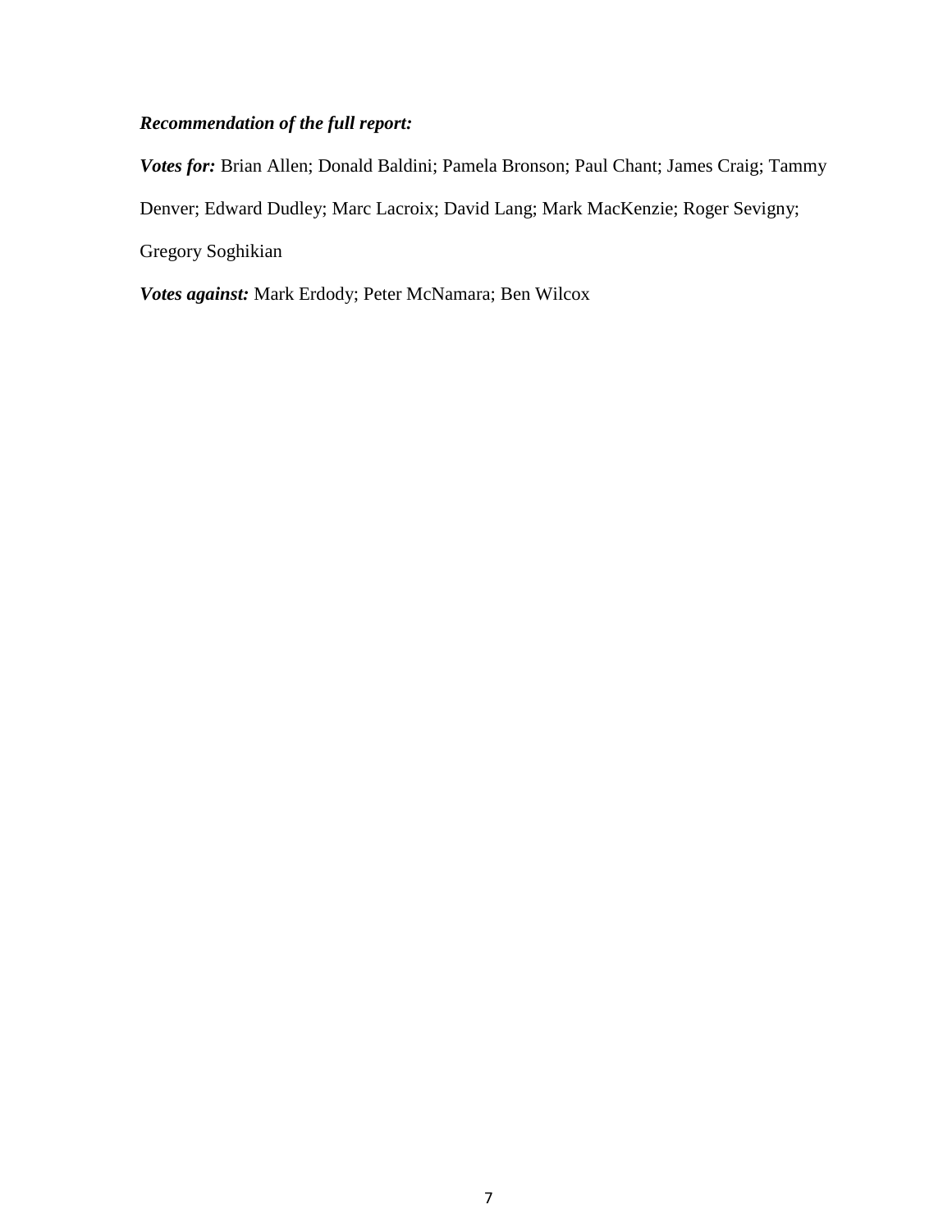***Recommendation of the full report:***

***Votes for:*** Brian Allen; Donald Baldini; Pamela Bronson; Paul Chant; James Craig; Tammy Denver; Edward Dudley; Marc Lacroix; David Lang; Mark MacKenzie; Roger Sevigny; Gregory Soghikian

***Votes against:*** Mark Erdody; Peter McNamara; Ben Wilcox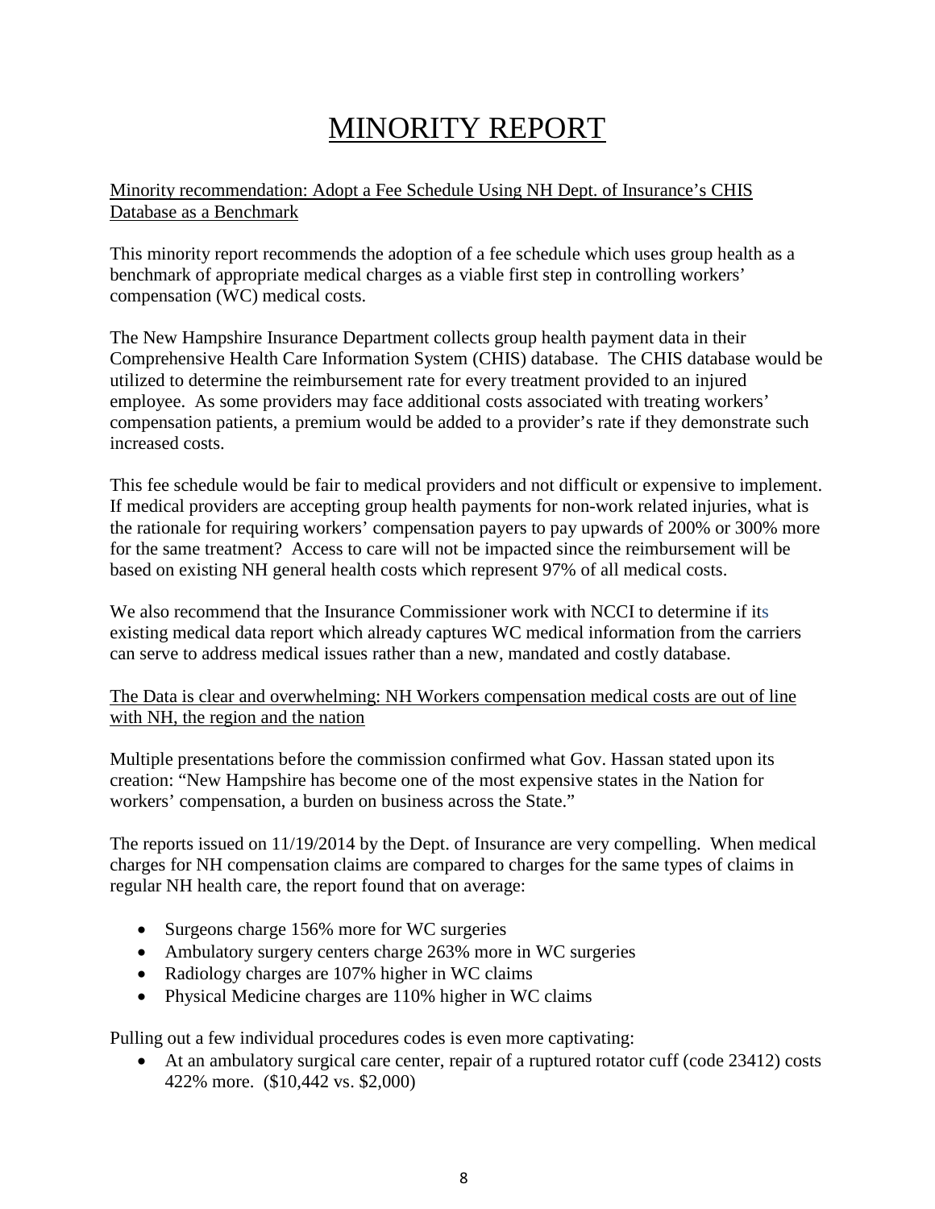# MINORITY REPORT

Minority recommendation: Adopt a Fee Schedule Using NH Dept. of Insurance's CHIS Database as a Benchmark

This minority report recommends the adoption of a fee schedule which uses group health as a benchmark of appropriate medical charges as a viable first step in controlling workers' compensation (WC) medical costs.

The New Hampshire Insurance Department collects group health payment data in their Comprehensive Health Care Information System (CHIS) database. The CHIS database would be utilized to determine the reimbursement rate for every treatment provided to an injured employee. As some providers may face additional costs associated with treating workers' compensation patients, a premium would be added to a provider's rate if they demonstrate such increased costs.

This fee schedule would be fair to medical providers and not difficult or expensive to implement. If medical providers are accepting group health payments for non-work related injuries, what is the rationale for requiring workers' compensation payers to pay upwards of 200% or 300% more for the same treatment? Access to care will not be impacted since the reimbursement will be based on existing NH general health costs which represent 97% of all medical costs.

We also recommend that the Insurance Commissioner work with NCCI to determine if its existing medical data report which already captures WC medical information from the carriers can serve to address medical issues rather than a new, mandated and costly database.

The Data is clear and overwhelming: NH Workers compensation medical costs are out of line with NH, the region and the nation

Multiple presentations before the commission confirmed what Gov. Hassan stated upon its creation: "New Hampshire has become one of the most expensive states in the Nation for workers' compensation, a burden on business across the State."

The reports issued on 11/19/2014 by the Dept. of Insurance are very compelling. When medical charges for NH compensation claims are compared to charges for the same types of claims in regular NH health care, the report found that on average:

- Surgeons charge 156% more for WC surgeries
- Ambulatory surgery centers charge 263% more in WC surgeries
- Radiology charges are 107% higher in WC claims
- Physical Medicine charges are 110% higher in WC claims

Pulling out a few individual procedures codes is even more captivating:

- At an ambulatory surgical care center, repair of a ruptured rotator cuff (code 23412) costs 422% more. ($10,442 vs. $2,000)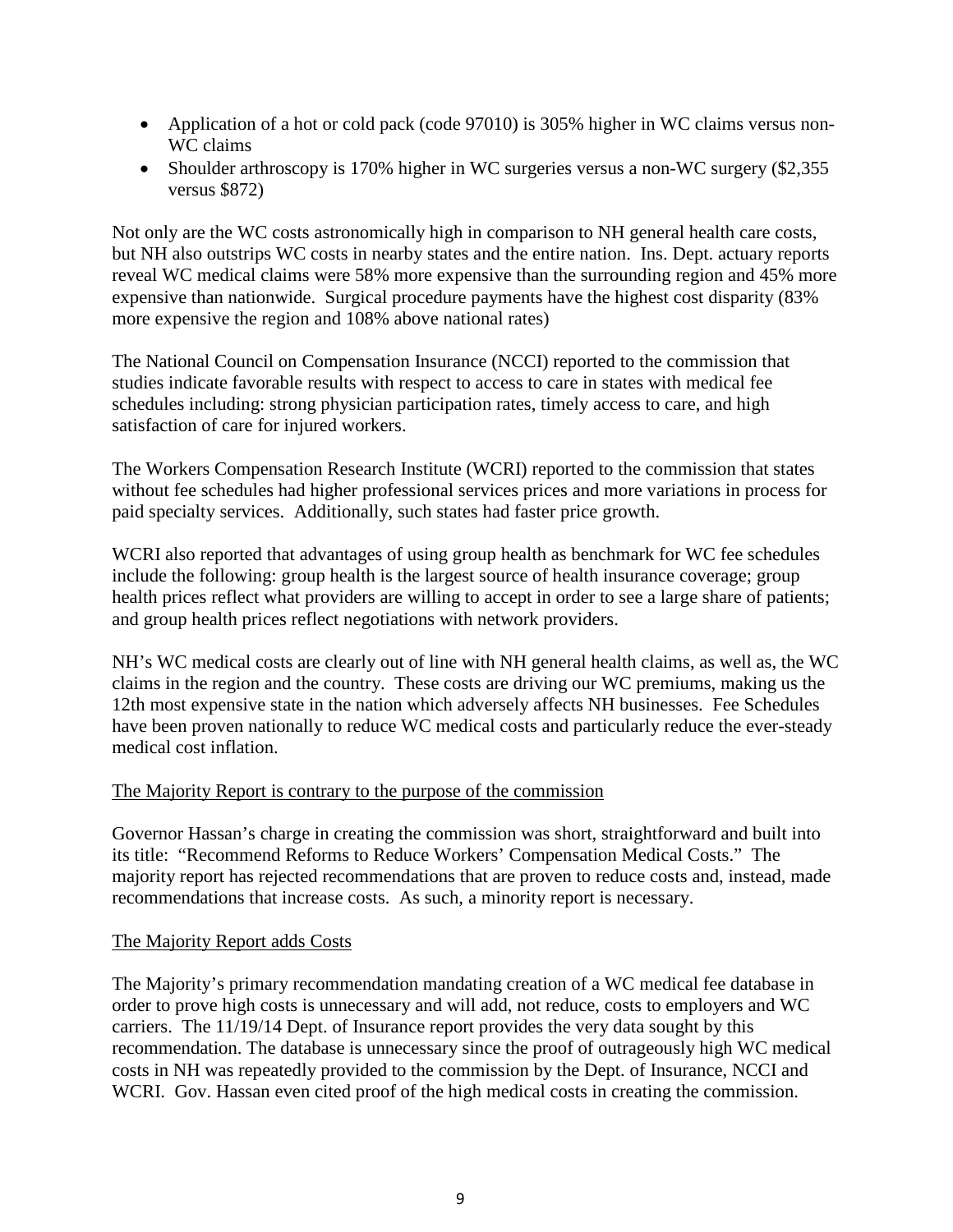- Application of a hot or cold pack (code 97010) is 305% higher in WC claims versus non-WC claims
- Shoulder arthroscopy is 170% higher in WC surgeries versus a non-WC surgery ($2,355 versus $872)

Not only are the WC costs astronomically high in comparison to NH general health care costs, but NH also outstrips WC costs in nearby states and the entire nation. Ins. Dept. actuary reports reveal WC medical claims were 58% more expensive than the surrounding region and 45% more expensive than nationwide. Surgical procedure payments have the highest cost disparity (83% more expensive the region and 108% above national rates)

The National Council on Compensation Insurance (NCCI) reported to the commission that studies indicate favorable results with respect to access to care in states with medical fee schedules including: strong physician participation rates, timely access to care, and high satisfaction of care for injured workers.

The Workers Compensation Research Institute (WCRI) reported to the commission that states without fee schedules had higher professional services prices and more variations in process for paid specialty services. Additionally, such states had faster price growth.

WCRI also reported that advantages of using group health as benchmark for WC fee schedules include the following: group health is the largest source of health insurance coverage; group health prices reflect what providers are willing to accept in order to see a large share of patients; and group health prices reflect negotiations with network providers.

NH's WC medical costs are clearly out of line with NH general health claims, as well as, the WC claims in the region and the country. These costs are driving our WC premiums, making us the 12th most expensive state in the nation which adversely affects NH businesses. Fee Schedules have been proven nationally to reduce WC medical costs and particularly reduce the ever-steady medical cost inflation.

<u>The Majority Report is contrary to the purpose of the commission</u>

Governor Hassan's charge in creating the commission was short, straightforward and built into its title: "Recommend Reforms to Reduce Workers' Compensation Medical Costs." The majority report has rejected recommendations that are proven to reduce costs and, instead, made recommendations that increase costs. As such, a minority report is necessary.

<u>The Majority Report adds Costs</u>

The Majority's primary recommendation mandating creation of a WC medical fee database in order to prove high costs is unnecessary and will add, not reduce, costs to employers and WC carriers. The 11/19/14 Dept. of Insurance report provides the very data sought by this recommendation. The database is unnecessary since the proof of outrageously high WC medical costs in NH was repeatedly provided to the commission by the Dept. of Insurance, NCCI and WCRI. Gov. Hassan even cited proof of the high medical costs in creating the commission.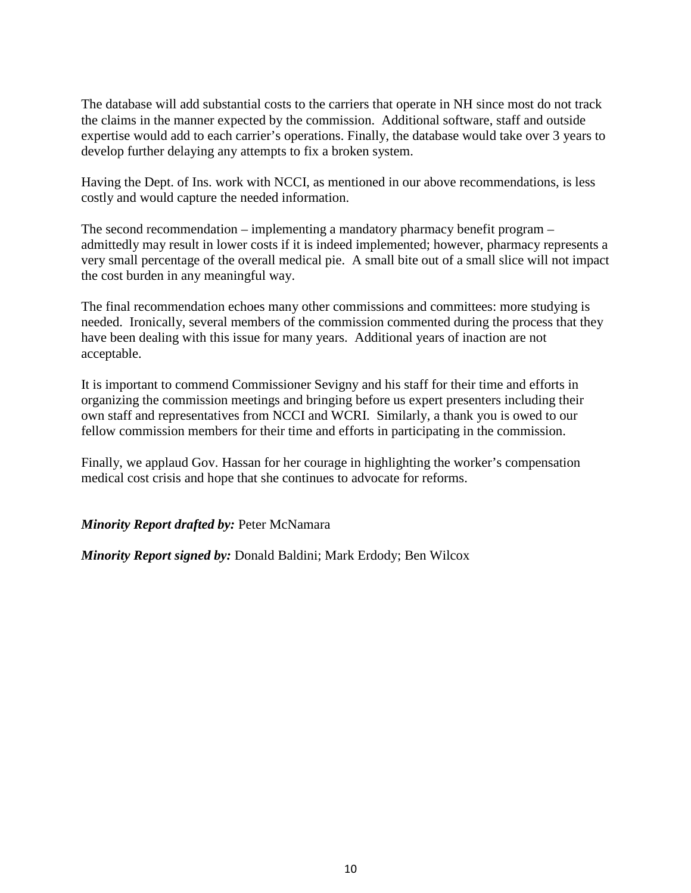The database will add substantial costs to the carriers that operate in NH since most do not track the claims in the manner expected by the commission. Additional software, staff and outside expertise would add to each carrier's operations. Finally, the database would take over 3 years to develop further delaying any attempts to fix a broken system.

Having the Dept. of Ins. work with NCCI, as mentioned in our above recommendations, is less costly and would capture the needed information.

The second recommendation – implementing a mandatory pharmacy benefit program – admittedly may result in lower costs if it is indeed implemented; however, pharmacy represents a very small percentage of the overall medical pie. A small bite out of a small slice will not impact the cost burden in any meaningful way.

The final recommendation echoes many other commissions and committees: more studying is needed. Ironically, several members of the commission commented during the process that they have been dealing with this issue for many years. Additional years of inaction are not acceptable.

It is important to commend Commissioner Sevigny and his staff for their time and efforts in organizing the commission meetings and bringing before us expert presenters including their own staff and representatives from NCCI and WCRI. Similarly, a thank you is owed to our fellow commission members for their time and efforts in participating in the commission.

Finally, we applaud Gov. Hassan for her courage in highlighting the worker's compensation medical cost crisis and hope that she continues to advocate for reforms.

***Minority Report drafted by:*** Peter McNamara

***Minority Report signed by:*** Donald Baldini; Mark Erdody; Ben Wilcox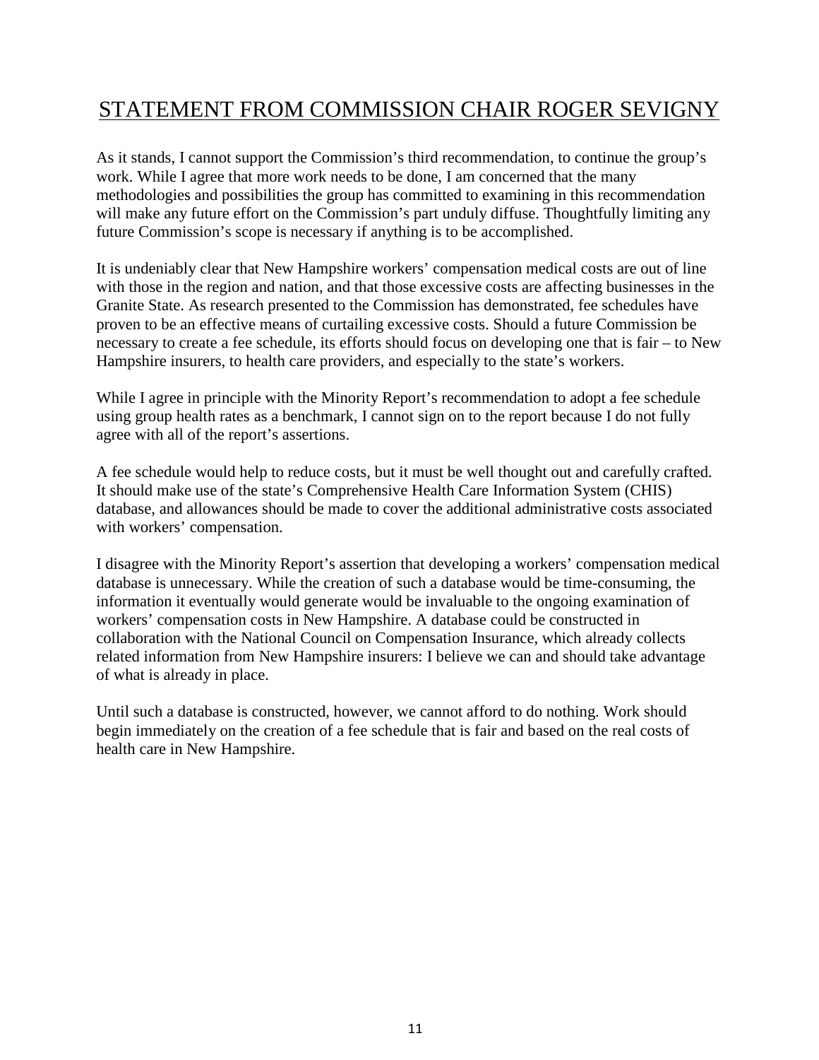# STATEMENT FROM COMMISSION CHAIR ROGER SEVIGNY

As it stands, I cannot support the Commission's third recommendation, to continue the group's work. While I agree that more work needs to be done, I am concerned that the many methodologies and possibilities the group has committed to examining in this recommendation will make any future effort on the Commission's part unduly diffuse. Thoughtfully limiting any future Commission's scope is necessary if anything is to be accomplished.

It is undeniably clear that New Hampshire workers' compensation medical costs are out of line with those in the region and nation, and that those excessive costs are affecting businesses in the Granite State. As research presented to the Commission has demonstrated, fee schedules have proven to be an effective means of curtailing excessive costs. Should a future Commission be necessary to create a fee schedule, its efforts should focus on developing one that is fair – to New Hampshire insurers, to health care providers, and especially to the state's workers.

While I agree in principle with the Minority Report's recommendation to adopt a fee schedule using group health rates as a benchmark, I cannot sign on to the report because I do not fully agree with all of the report's assertions.

A fee schedule would help to reduce costs, but it must be well thought out and carefully crafted. It should make use of the state's Comprehensive Health Care Information System (CHIS) database, and allowances should be made to cover the additional administrative costs associated with workers' compensation.

I disagree with the Minority Report's assertion that developing a workers' compensation medical database is unnecessary. While the creation of such a database would be time-consuming, the information it eventually would generate would be invaluable to the ongoing examination of workers' compensation costs in New Hampshire. A database could be constructed in collaboration with the National Council on Compensation Insurance, which already collects related information from New Hampshire insurers: I believe we can and should take advantage of what is already in place.

Until such a database is constructed, however, we cannot afford to do nothing. Work should begin immediately on the creation of a fee schedule that is fair and based on the real costs of health care in New Hampshire.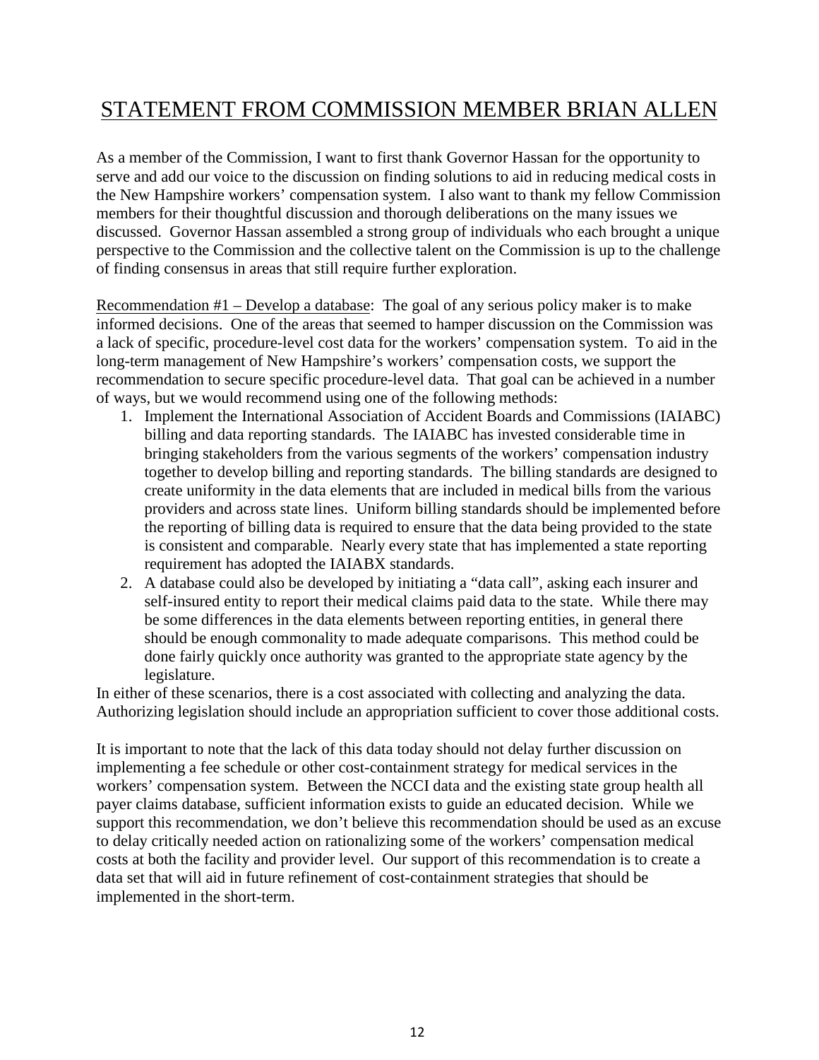# STATEMENT FROM COMMISSION MEMBER BRIAN ALLEN

As a member of the Commission, I want to first thank Governor Hassan for the opportunity to serve and add our voice to the discussion on finding solutions to aid in reducing medical costs in the New Hampshire workers' compensation system. I also want to thank my fellow Commission members for their thoughtful discussion and thorough deliberations on the many issues we discussed. Governor Hassan assembled a strong group of individuals who each brought a unique perspective to the Commission and the collective talent on the Commission is up to the challenge of finding consensus in areas that still require further exploration.

Recommendation #1 – Develop a database: The goal of any serious policy maker is to make informed decisions. One of the areas that seemed to hamper discussion on the Commission was a lack of specific, procedure-level cost data for the workers' compensation system. To aid in the long-term management of New Hampshire's workers' compensation costs, we support the recommendation to secure specific procedure-level data. That goal can be achieved in a number of ways, but we would recommend using one of the following methods:

1. Implement the International Association of Accident Boards and Commissions (IAIABC) billing and data reporting standards. The IAIABC has invested considerable time in bringing stakeholders from the various segments of the workers' compensation industry together to develop billing and reporting standards. The billing standards are designed to create uniformity in the data elements that are included in medical bills from the various providers and across state lines. Uniform billing standards should be implemented before the reporting of billing data is required to ensure that the data being provided to the state is consistent and comparable. Nearly every state that has implemented a state reporting requirement has adopted the IAIABX standards.
2. A database could also be developed by initiating a "data call", asking each insurer and self-insured entity to report their medical claims paid data to the state. While there may be some differences in the data elements between reporting entities, in general there should be enough commonality to made adequate comparisons. This method could be done fairly quickly once authority was granted to the appropriate state agency by the legislature.

In either of these scenarios, there is a cost associated with collecting and analyzing the data. Authorizing legislation should include an appropriation sufficient to cover those additional costs.

It is important to note that the lack of this data today should not delay further discussion on implementing a fee schedule or other cost-containment strategy for medical services in the workers' compensation system. Between the NCCI data and the existing state group health all payer claims database, sufficient information exists to guide an educated decision. While we support this recommendation, we don't believe this recommendation should be used as an excuse to delay critically needed action on rationalizing some of the workers' compensation medical costs at both the facility and provider level. Our support of this recommendation is to create a data set that will aid in future refinement of cost-containment strategies that should be implemented in the short-term.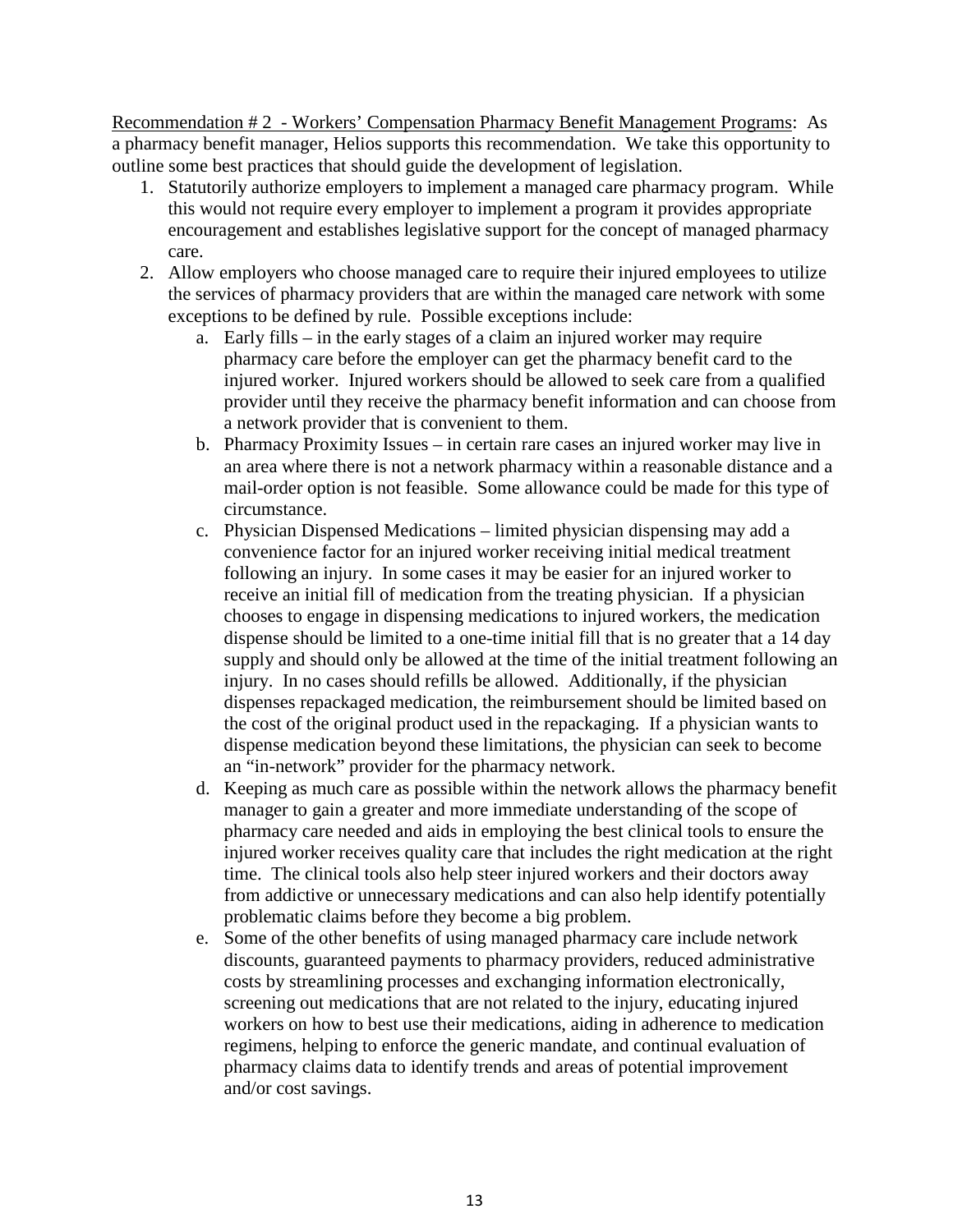Recommendation # 2 - Workers' Compensation Pharmacy Benefit Management Programs: As a pharmacy benefit manager, Helios supports this recommendation. We take this opportunity to outline some best practices that should guide the development of legislation.

1. Statutorily authorize employers to implement a managed care pharmacy program. While this would not require every employer to implement a program it provides appropriate encouragement and establishes legislative support for the concept of managed pharmacy care.
2. Allow employers who choose managed care to require their injured employees to utilize the services of pharmacy providers that are within the managed care network with some exceptions to be defined by rule. Possible exceptions include:
    a. Early fills – in the early stages of a claim an injured worker may require pharmacy care before the employer can get the pharmacy benefit card to the injured worker. Injured workers should be allowed to seek care from a qualified provider until they receive the pharmacy benefit information and can choose from a network provider that is convenient to them.
    b. Pharmacy Proximity Issues – in certain rare cases an injured worker may live in an area where there is not a network pharmacy within a reasonable distance and a mail-order option is not feasible. Some allowance could be made for this type of circumstance.
    c. Physician Dispensed Medications – limited physician dispensing may add a convenience factor for an injured worker receiving initial medical treatment following an injury. In some cases it may be easier for an injured worker to receive an initial fill of medication from the treating physician. If a physician chooses to engage in dispensing medications to injured workers, the medication dispense should be limited to a one-time initial fill that is no greater that a 14 day supply and should only be allowed at the time of the initial treatment following an injury. In no cases should refills be allowed. Additionally, if the physician dispenses repackaged medication, the reimbursement should be limited based on the cost of the original product used in the repackaging. If a physician wants to dispense medication beyond these limitations, the physician can seek to become an "in-network" provider for the pharmacy network.
    d. Keeping as much care as possible within the network allows the pharmacy benefit manager to gain a greater and more immediate understanding of the scope of pharmacy care needed and aids in employing the best clinical tools to ensure the injured worker receives quality care that includes the right medication at the right time. The clinical tools also help steer injured workers and their doctors away from addictive or unnecessary medications and can also help identify potentially problematic claims before they become a big problem.
    e. Some of the other benefits of using managed pharmacy care include network discounts, guaranteed payments to pharmacy providers, reduced administrative costs by streamlining processes and exchanging information electronically, screening out medications that are not related to the injury, educating injured workers on how to best use their medications, aiding in adherence to medication regimens, helping to enforce the generic mandate, and continual evaluation of pharmacy claims data to identify trends and areas of potential improvement and/or cost savings.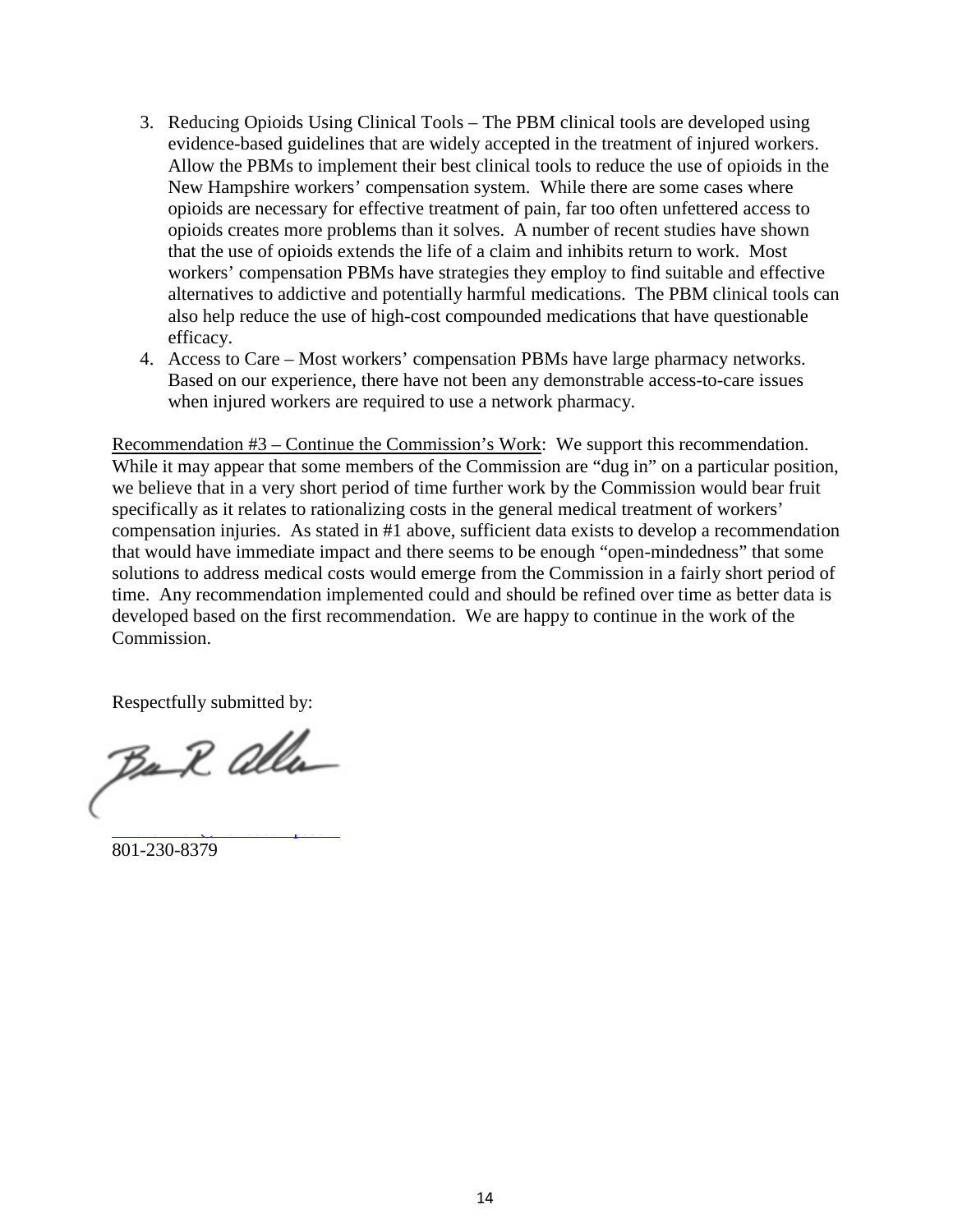3. Reducing Opioids Using Clinical Tools – The PBM clinical tools are developed using evidence-based guidelines that are widely accepted in the treatment of injured workers. Allow the PBMs to implement their best clinical tools to reduce the use of opioids in the New Hampshire workers' compensation system. While there are some cases where opioids are necessary for effective treatment of pain, far too often unfettered access to opioids creates more problems than it solves. A number of recent studies have shown that the use of opioids extends the life of a claim and inhibits return to work. Most workers' compensation PBMs have strategies they employ to find suitable and effective alternatives to addictive and potentially harmful medications. The PBM clinical tools can also help reduce the use of high-cost compounded medications that have questionable efficacy.
4. Access to Care – Most workers' compensation PBMs have large pharmacy networks. Based on our experience, there have not been any demonstrable access-to-care issues when injured workers are required to use a network pharmacy.

<u>Recommendation #3 – Continue the Commission's Work</u>: We support this recommendation. While it may appear that some members of the Commission are "dug in" on a particular position, we believe that in a very short period of time further work by the Commission would bear fruit specifically as it relates to rationalizing costs in the general medical treatment of workers' compensation injuries. As stated in #1 above, sufficient data exists to develop a recommendation that would have immediate impact and there seems to be enough "open-mindedness" that some solutions to address medical costs would emerge from the Commission in a fairly short period of time. Any recommendation implemented could and should be refined over time as better data is developed based on the first recommendation. We are happy to continue in the work of the Commission.

Respectfully submitted by:

801-230-8379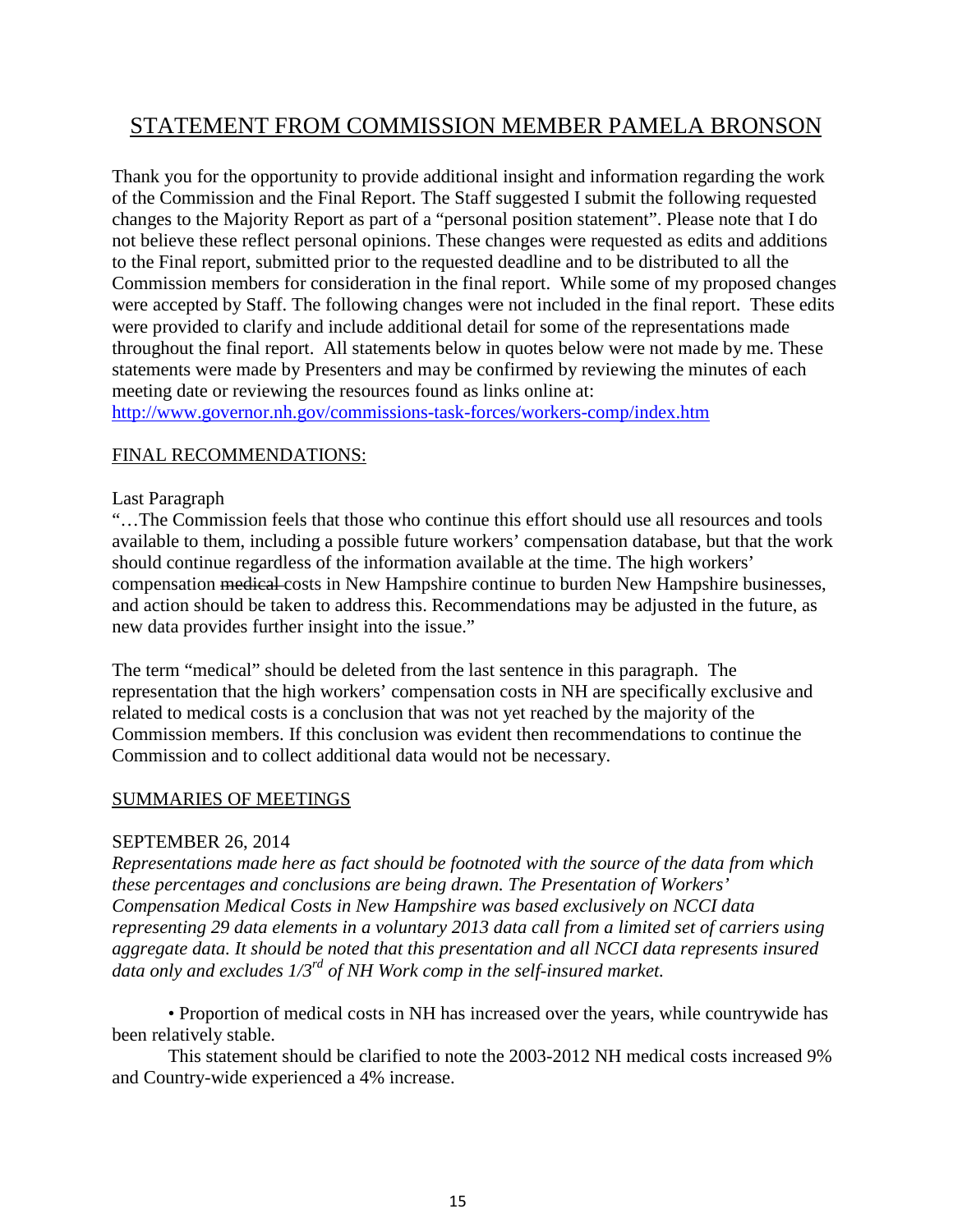# STATEMENT FROM COMMISSION MEMBER PAMELA BRONSON

Thank you for the opportunity to provide additional insight and information regarding the work of the Commission and the Final Report. The Staff suggested I submit the following requested changes to the Majority Report as part of a "personal position statement". Please note that I do not believe these reflect personal opinions. These changes were requested as edits and additions to the Final report, submitted prior to the requested deadline and to be distributed to all the Commission members for consideration in the final report. While some of my proposed changes were accepted by Staff. The following changes were not included in the final report. These edits were provided to clarify and include additional detail for some of the representations made throughout the final report. All statements below in quotes below were not made by me. These statements were made by Presenters and may be confirmed by reviewing the minutes of each meeting date or reviewing the resources found as links online at: http://www.governor.nh.gov/commissions-task-forces/workers-comp/index.htm

## FINAL RECOMMENDATIONS:

Last Paragraph

"…The Commission feels that those who continue this effort should use all resources and tools available to them, including a possible future workers' compensation database, but that the work should continue regardless of the information available at the time. The high workers' compensation ~~medical~~ costs in New Hampshire continue to burden New Hampshire businesses, and action should be taken to address this. Recommendations may be adjusted in the future, as new data provides further insight into the issue."

The term "medical" should be deleted from the last sentence in this paragraph. The representation that the high workers' compensation costs in NH are specifically exclusive and related to medical costs is a conclusion that was not yet reached by the majority of the Commission members. If this conclusion was evident then recommendations to continue the Commission and to collect additional data would not be necessary.

## SUMMARIES OF MEETINGS

SEPTEMBER 26, 2014

*Representations made here as fact should be footnoted with the source of the data from which these percentages and conclusions are being drawn. The Presentation of Workers' Compensation Medical Costs in New Hampshire was based exclusively on NCCI data representing 29 data elements in a voluntary 2013 data call from a limited set of carriers using aggregate data. It should be noted that this presentation and all NCCI data represents insured data only and excludes 1/3rd of NH Work comp in the self-insured market.*

• Proportion of medical costs in NH has increased over the years, while countrywide has been relatively stable.

This statement should be clarified to note the 2003-2012 NH medical costs increased 9% and Country-wide experienced a 4% increase.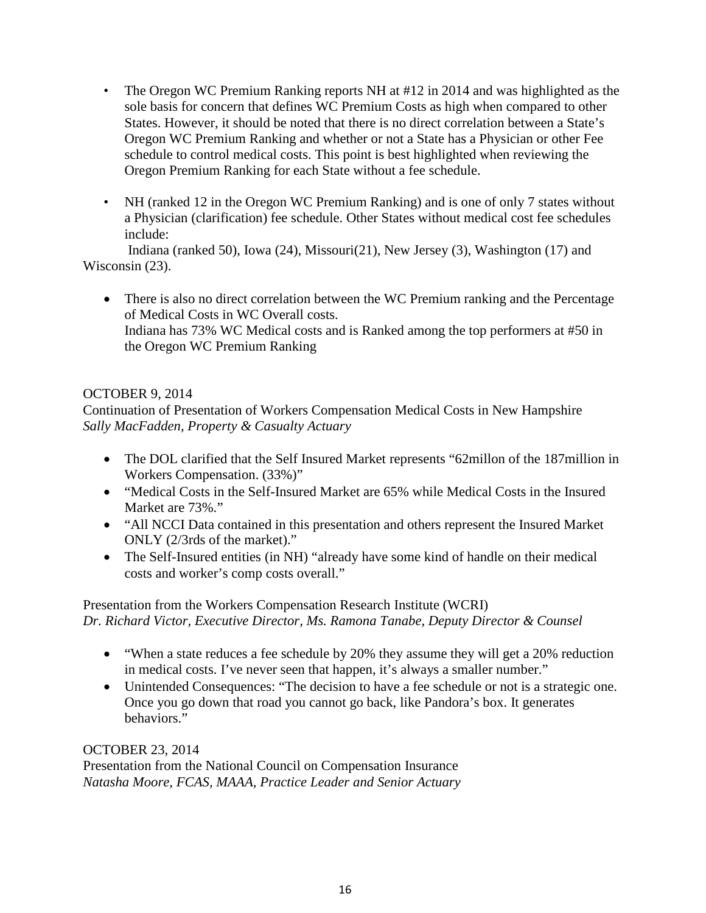- The Oregon WC Premium Ranking reports NH at #12 in 2014 and was highlighted as the sole basis for concern that defines WC Premium Costs as high when compared to other States. However, it should be noted that there is no direct correlation between a State's Oregon WC Premium Ranking and whether or not a State has a Physician or other Fee schedule to control medical costs. This point is best highlighted when reviewing the Oregon Premium Ranking for each State without a fee schedule.

- NH (ranked 12 in the Oregon WC Premium Ranking) and is one of only 7 states without a Physician (clarification) fee schedule. Other States without medical cost fee schedules include:

Indiana (ranked 50), Iowa (24), Missouri(21), New Jersey (3), Washington (17) and Wisconsin (23).

- There is also no direct correlation between the WC Premium ranking and the Percentage of Medical Costs in WC Overall costs.
  Indiana has 73% WC Medical costs and is Ranked among the top performers at #50 in the Oregon WC Premium Ranking

OCTOBER 9, 2014
Continuation of Presentation of Workers Compensation Medical Costs in New Hampshire
*Sally MacFadden, Property & Casualty Actuary*

- The DOL clarified that the Self Insured Market represents "62millon of the 187million in Workers Compensation. (33%)"
- "Medical Costs in the Self-Insured Market are 65% while Medical Costs in the Insured Market are 73%."
- "All NCCI Data contained in this presentation and others represent the Insured Market ONLY (2/3rds of the market)."
- The Self-Insured entities (in NH) "already have some kind of handle on their medical costs and worker's comp costs overall."

Presentation from the Workers Compensation Research Institute (WCRI)
*Dr. Richard Victor, Executive Director, Ms. Ramona Tanabe, Deputy Director & Counsel*

- "When a state reduces a fee schedule by 20% they assume they will get a 20% reduction in medical costs. I've never seen that happen, it's always a smaller number."
- Unintended Consequences: "The decision to have a fee schedule or not is a strategic one. Once you go down that road you cannot go back, like Pandora's box. It generates behaviors."

OCTOBER 23, 2014
Presentation from the National Council on Compensation Insurance
*Natasha Moore, FCAS, MAAA, Practice Leader and Senior Actuary*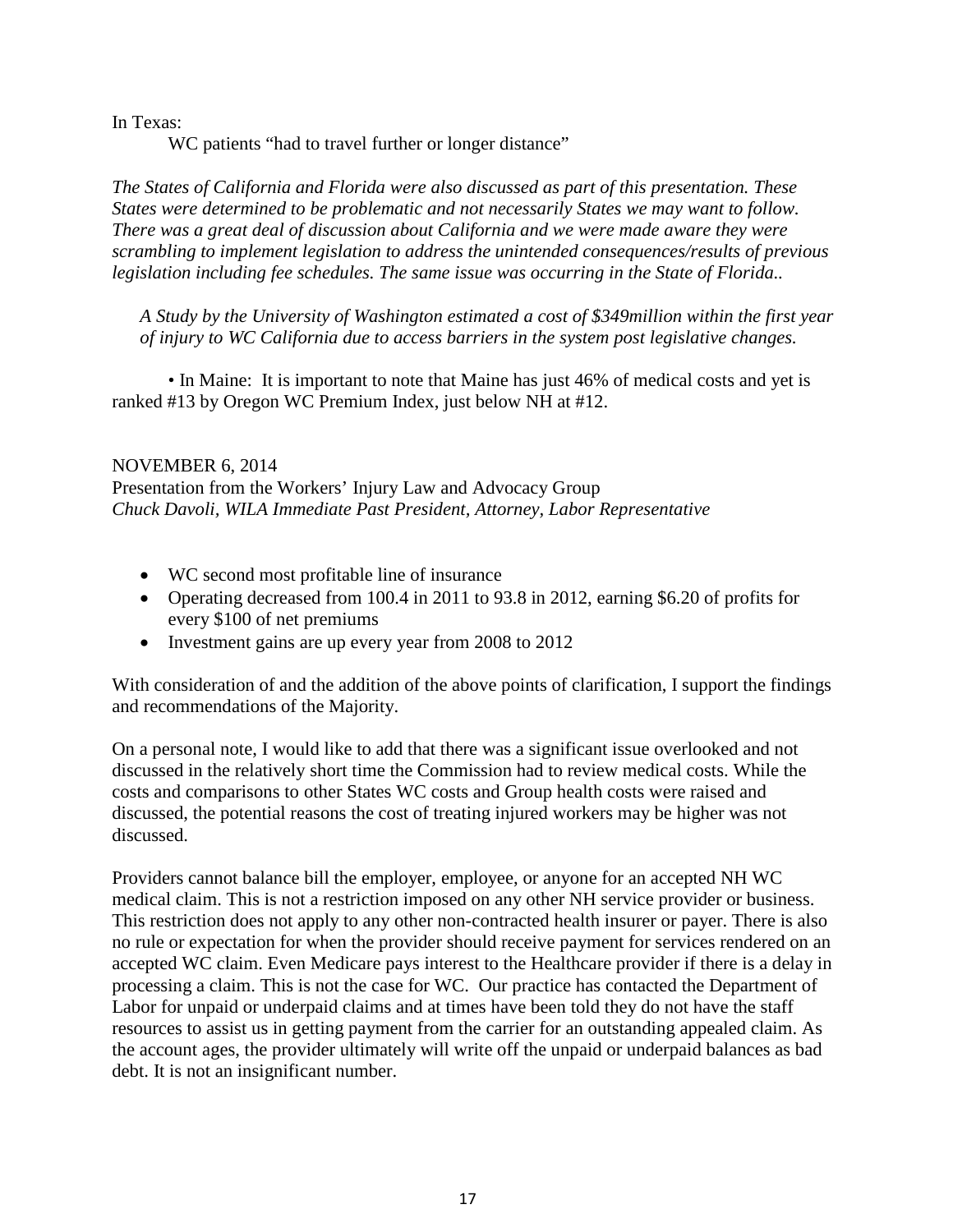In Texas:

WC patients "had to travel further or longer distance"

*The States of California and Florida were also discussed as part of this presentation. These States were determined to be problematic and not necessarily States we may want to follow. There was a great deal of discussion about California and we were made aware they were scrambling to implement legislation to address the unintended consequences/results of previous legislation including fee schedules. The same issue was occurring in the State of Florida..*

*A Study by the University of Washington estimated a cost of $349million within the first year of injury to WC California due to access barriers in the system post legislative changes.*

• In Maine: It is important to note that Maine has just 46% of medical costs and yet is ranked #13 by Oregon WC Premium Index, just below NH at #12.

NOVEMBER 6, 2014
Presentation from the Workers' Injury Law and Advocacy Group
*Chuck Davoli, WILA Immediate Past President, Attorney, Labor Representative*

- WC second most profitable line of insurance
- Operating decreased from 100.4 in 2011 to 93.8 in 2012, earning $6.20 of profits for every $100 of net premiums
- Investment gains are up every year from 2008 to 2012

With consideration of and the addition of the above points of clarification, I support the findings and recommendations of the Majority.

On a personal note, I would like to add that there was a significant issue overlooked and not discussed in the relatively short time the Commission had to review medical costs. While the costs and comparisons to other States WC costs and Group health costs were raised and discussed, the potential reasons the cost of treating injured workers may be higher was not discussed.

Providers cannot balance bill the employer, employee, or anyone for an accepted NH WC medical claim. This is not a restriction imposed on any other NH service provider or business. This restriction does not apply to any other non-contracted health insurer or payer. There is also no rule or expectation for when the provider should receive payment for services rendered on an accepted WC claim. Even Medicare pays interest to the Healthcare provider if there is a delay in processing a claim. This is not the case for WC. Our practice has contacted the Department of Labor for unpaid or underpaid claims and at times have been told they do not have the staff resources to assist us in getting payment from the carrier for an outstanding appealed claim. As the account ages, the provider ultimately will write off the unpaid or underpaid balances as bad debt. It is not an insignificant number.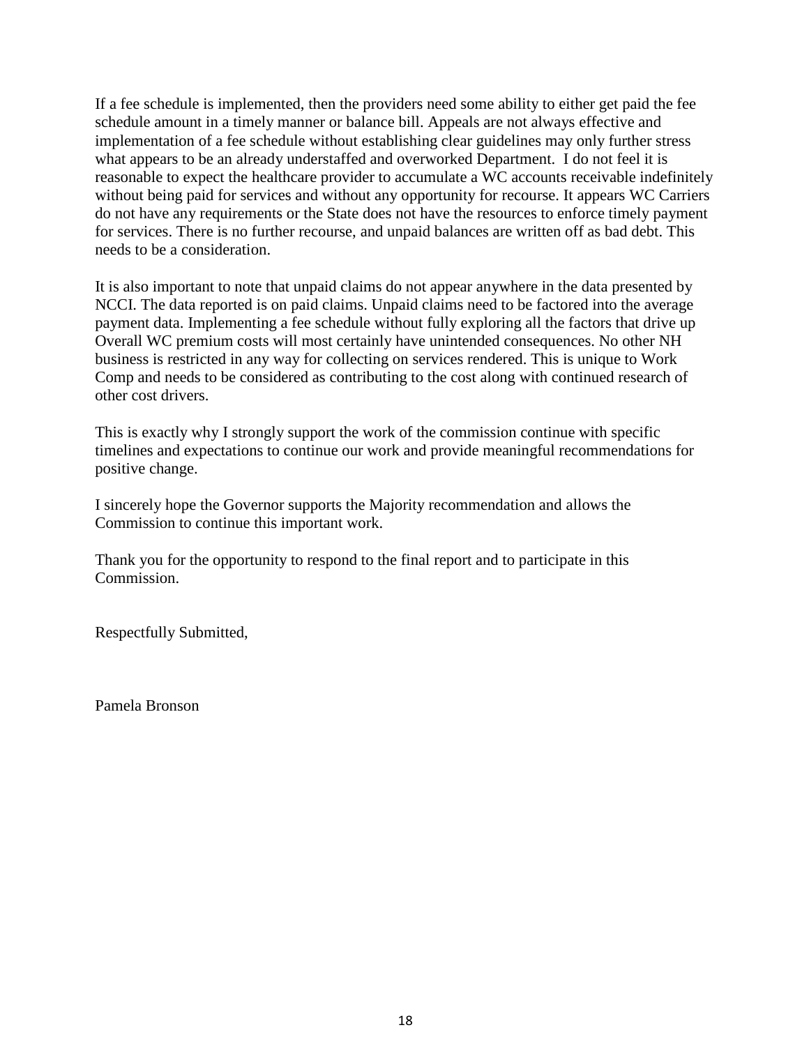If a fee schedule is implemented, then the providers need some ability to either get paid the fee schedule amount in a timely manner or balance bill. Appeals are not always effective and implementation of a fee schedule without establishing clear guidelines may only further stress what appears to be an already understaffed and overworked Department.  I do not feel it is reasonable to expect the healthcare provider to accumulate a WC accounts receivable indefinitely without being paid for services and without any opportunity for recourse. It appears WC Carriers do not have any requirements or the State does not have the resources to enforce timely payment for services. There is no further recourse, and unpaid balances are written off as bad debt. This needs to be a consideration.

It is also important to note that unpaid claims do not appear anywhere in the data presented by NCCI. The data reported is on paid claims. Unpaid claims need to be factored into the average payment data. Implementing a fee schedule without fully exploring all the factors that drive up Overall WC premium costs will most certainly have unintended consequences. No other NH business is restricted in any way for collecting on services rendered. This is unique to Work Comp and needs to be considered as contributing to the cost along with continued research of other cost drivers.

This is exactly why I strongly support the work of the commission continue with specific timelines and expectations to continue our work and provide meaningful recommendations for positive change.

I sincerely hope the Governor supports the Majority recommendation and allows the Commission to continue this important work.

Thank you for the opportunity to respond to the final report and to participate in this Commission.

Respectfully Submitted,

Pamela Bronson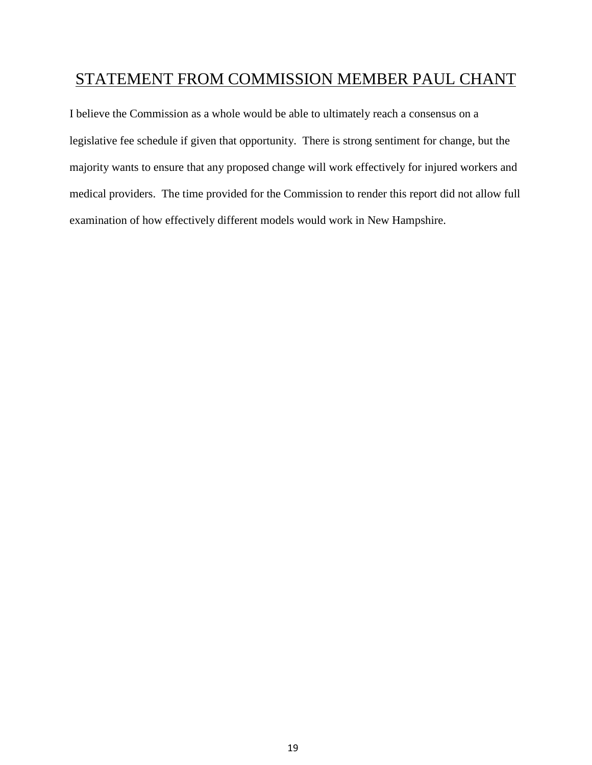# STATEMENT FROM COMMISSION MEMBER PAUL CHANT

I believe the Commission as a whole would be able to ultimately reach a consensus on a legislative fee schedule if given that opportunity. There is strong sentiment for change, but the majority wants to ensure that any proposed change will work effectively for injured workers and medical providers. The time provided for the Commission to render this report did not allow full examination of how effectively different models would work in New Hampshire.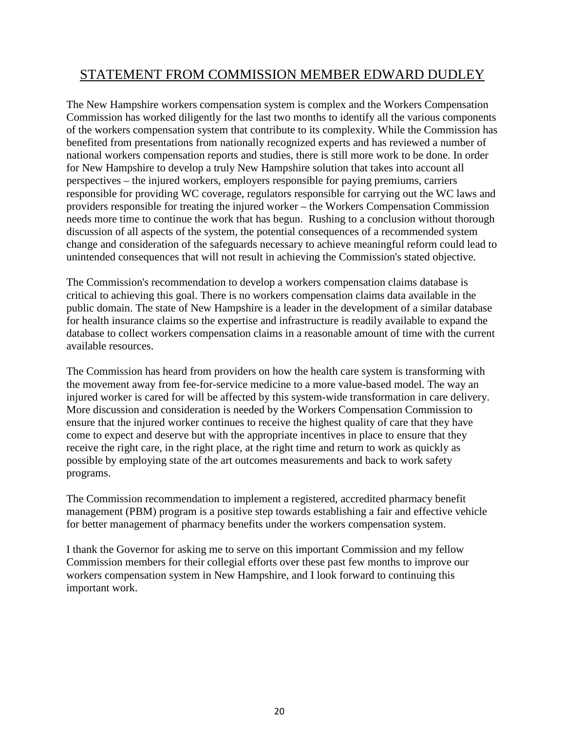## STATEMENT FROM COMMISSION MEMBER EDWARD DUDLEY

The New Hampshire workers compensation system is complex and the Workers Compensation Commission has worked diligently for the last two months to identify all the various components of the workers compensation system that contribute to its complexity. While the Commission has benefited from presentations from nationally recognized experts and has reviewed a number of national workers compensation reports and studies, there is still more work to be done. In order for New Hampshire to develop a truly New Hampshire solution that takes into account all perspectives – the injured workers, employers responsible for paying premiums, carriers responsible for providing WC coverage, regulators responsible for carrying out the WC laws and providers responsible for treating the injured worker – the Workers Compensation Commission needs more time to continue the work that has begun. Rushing to a conclusion without thorough discussion of all aspects of the system, the potential consequences of a recommended system change and consideration of the safeguards necessary to achieve meaningful reform could lead to unintended consequences that will not result in achieving the Commission's stated objective.

The Commission's recommendation to develop a workers compensation claims database is critical to achieving this goal. There is no workers compensation claims data available in the public domain. The state of New Hampshire is a leader in the development of a similar database for health insurance claims so the expertise and infrastructure is readily available to expand the database to collect workers compensation claims in a reasonable amount of time with the current available resources.

The Commission has heard from providers on how the health care system is transforming with the movement away from fee-for-service medicine to a more value-based model. The way an injured worker is cared for will be affected by this system-wide transformation in care delivery. More discussion and consideration is needed by the Workers Compensation Commission to ensure that the injured worker continues to receive the highest quality of care that they have come to expect and deserve but with the appropriate incentives in place to ensure that they receive the right care, in the right place, at the right time and return to work as quickly as possible by employing state of the art outcomes measurements and back to work safety programs.

The Commission recommendation to implement a registered, accredited pharmacy benefit management (PBM) program is a positive step towards establishing a fair and effective vehicle for better management of pharmacy benefits under the workers compensation system.

I thank the Governor for asking me to serve on this important Commission and my fellow Commission members for their collegial efforts over these past few months to improve our workers compensation system in New Hampshire, and I look forward to continuing this important work.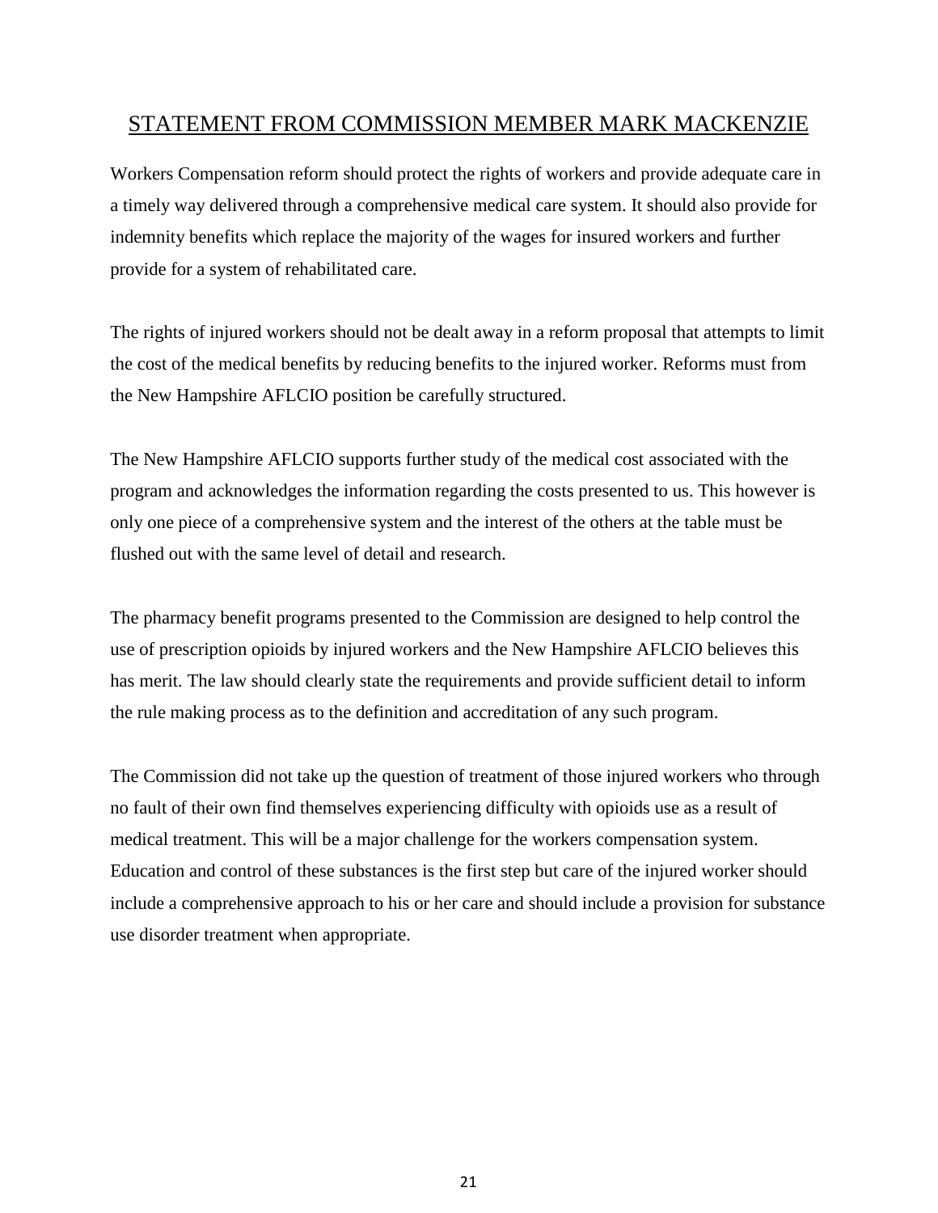## STATEMENT FROM COMMISSION MEMBER MARK MACKENZIE

Workers Compensation reform should protect the rights of workers and provide adequate care in a timely way delivered through a comprehensive medical care system. It should also provide for indemnity benefits which replace the majority of the wages for insured workers and further provide for a system of rehabilitated care.

The rights of injured workers should not be dealt away in a reform proposal that attempts to limit the cost of the medical benefits by reducing benefits to the injured worker. Reforms must from the New Hampshire AFLCIO position be carefully structured.

The New Hampshire AFLCIO supports further study of the medical cost associated with the program and acknowledges the information regarding the costs presented to us. This however is only one piece of a comprehensive system and the interest of the others at the table must be flushed out with the same level of detail and research.

The pharmacy benefit programs presented to the Commission are designed to help control the use of prescription opioids by injured workers and the New Hampshire AFLCIO believes this has merit. The law should clearly state the requirements and provide sufficient detail to inform the rule making process as to the definition and accreditation of any such program.

The Commission did not take up the question of treatment of those injured workers who through no fault of their own find themselves experiencing difficulty with opioids use as a result of medical treatment. This will be a major challenge for the workers compensation system. Education and control of these substances is the first step but care of the injured worker should include a comprehensive approach to his or her care and should include a provision for substance use disorder treatment when appropriate.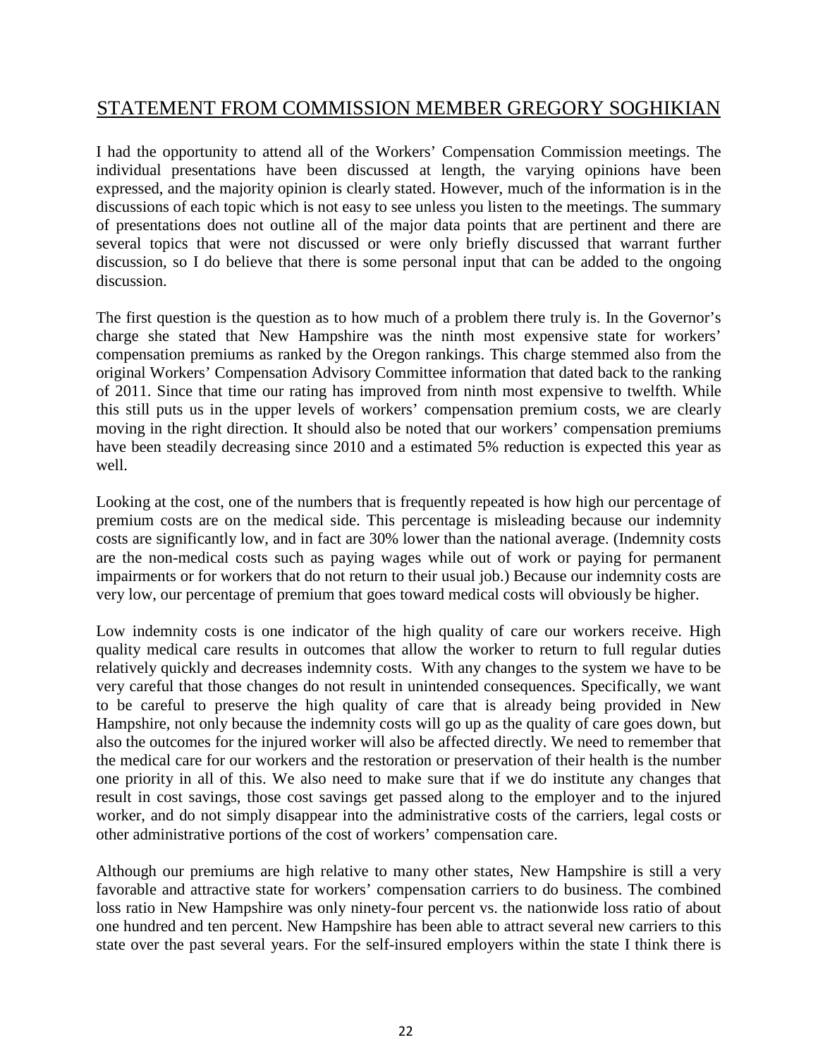## STATEMENT FROM COMMISSION MEMBER GREGORY SOGHIKIAN

I had the opportunity to attend all of the Workers' Compensation Commission meetings. The individual presentations have been discussed at length, the varying opinions have been expressed, and the majority opinion is clearly stated. However, much of the information is in the discussions of each topic which is not easy to see unless you listen to the meetings. The summary of presentations does not outline all of the major data points that are pertinent and there are several topics that were not discussed or were only briefly discussed that warrant further discussion, so I do believe that there is some personal input that can be added to the ongoing discussion.

The first question is the question as to how much of a problem there truly is. In the Governor's charge she stated that New Hampshire was the ninth most expensive state for workers' compensation premiums as ranked by the Oregon rankings. This charge stemmed also from the original Workers' Compensation Advisory Committee information that dated back to the ranking of 2011. Since that time our rating has improved from ninth most expensive to twelfth. While this still puts us in the upper levels of workers' compensation premium costs, we are clearly moving in the right direction. It should also be noted that our workers' compensation premiums have been steadily decreasing since 2010 and a estimated 5% reduction is expected this year as well.

Looking at the cost, one of the numbers that is frequently repeated is how high our percentage of premium costs are on the medical side. This percentage is misleading because our indemnity costs are significantly low, and in fact are 30% lower than the national average. (Indemnity costs are the non-medical costs such as paying wages while out of work or paying for permanent impairments or for workers that do not return to their usual job.) Because our indemnity costs are very low, our percentage of premium that goes toward medical costs will obviously be higher.

Low indemnity costs is one indicator of the high quality of care our workers receive. High quality medical care results in outcomes that allow the worker to return to full regular duties relatively quickly and decreases indemnity costs. With any changes to the system we have to be very careful that those changes do not result in unintended consequences. Specifically, we want to be careful to preserve the high quality of care that is already being provided in New Hampshire, not only because the indemnity costs will go up as the quality of care goes down, but also the outcomes for the injured worker will also be affected directly. We need to remember that the medical care for our workers and the restoration or preservation of their health is the number one priority in all of this. We also need to make sure that if we do institute any changes that result in cost savings, those cost savings get passed along to the employer and to the injured worker, and do not simply disappear into the administrative costs of the carriers, legal costs or other administrative portions of the cost of workers' compensation care.

Although our premiums are high relative to many other states, New Hampshire is still a very favorable and attractive state for workers' compensation carriers to do business. The combined loss ratio in New Hampshire was only ninety-four percent vs. the nationwide loss ratio of about one hundred and ten percent. New Hampshire has been able to attract several new carriers to this state over the past several years. For the self-insured employers within the state I think there is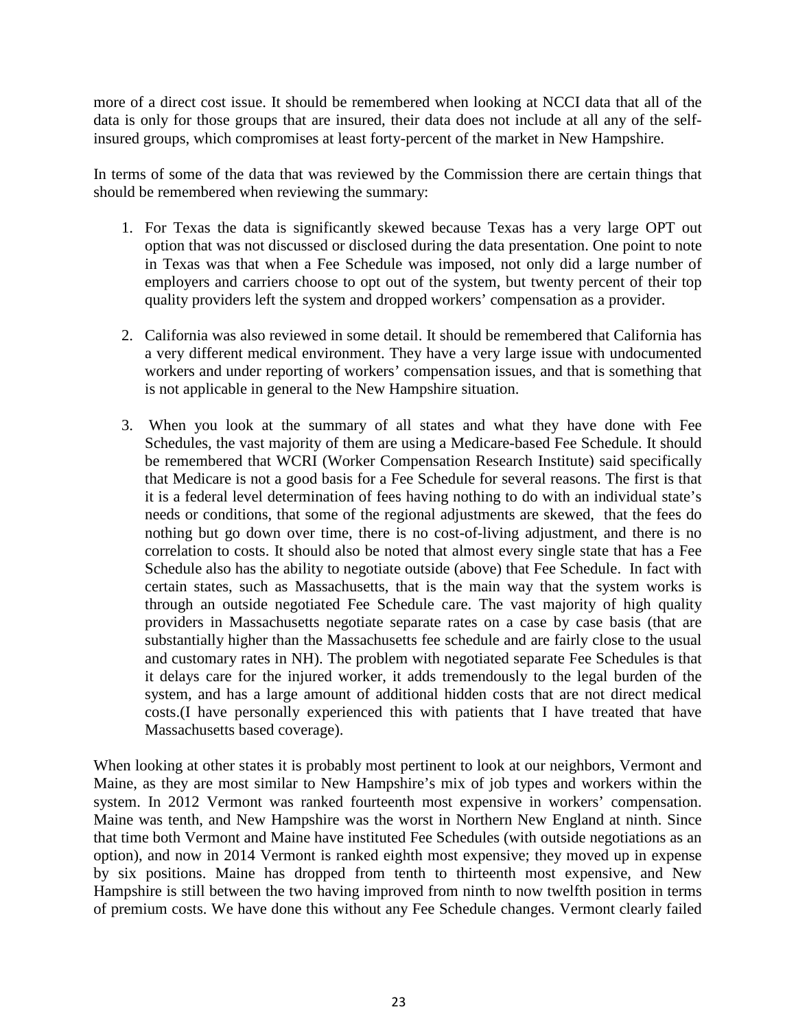more of a direct cost issue. It should be remembered when looking at NCCI data that all of the data is only for those groups that are insured, their data does not include at all any of the self-insured groups, which compromises at least forty-percent of the market in New Hampshire.

In terms of some of the data that was reviewed by the Commission there are certain things that should be remembered when reviewing the summary:

1. For Texas the data is significantly skewed because Texas has a very large OPT out option that was not discussed or disclosed during the data presentation. One point to note in Texas was that when a Fee Schedule was imposed, not only did a large number of employers and carriers choose to opt out of the system, but twenty percent of their top quality providers left the system and dropped workers' compensation as a provider.

2. California was also reviewed in some detail. It should be remembered that California has a very different medical environment. They have a very large issue with undocumented workers and under reporting of workers' compensation issues, and that is something that is not applicable in general to the New Hampshire situation.

3. When you look at the summary of all states and what they have done with Fee Schedules, the vast majority of them are using a Medicare-based Fee Schedule. It should be remembered that WCRI (Worker Compensation Research Institute) said specifically that Medicare is not a good basis for a Fee Schedule for several reasons. The first is that it is a federal level determination of fees having nothing to do with an individual state's needs or conditions, that some of the regional adjustments are skewed, that the fees do nothing but go down over time, there is no cost-of-living adjustment, and there is no correlation to costs. It should also be noted that almost every single state that has a Fee Schedule also has the ability to negotiate outside (above) that Fee Schedule. In fact with certain states, such as Massachusetts, that is the main way that the system works is through an outside negotiated Fee Schedule care. The vast majority of high quality providers in Massachusetts negotiate separate rates on a case by case basis (that are substantially higher than the Massachusetts fee schedule and are fairly close to the usual and customary rates in NH). The problem with negotiated separate Fee Schedules is that it delays care for the injured worker, it adds tremendously to the legal burden of the system, and has a large amount of additional hidden costs that are not direct medical costs.(I have personally experienced this with patients that I have treated that have Massachusetts based coverage).

When looking at other states it is probably most pertinent to look at our neighbors, Vermont and Maine, as they are most similar to New Hampshire's mix of job types and workers within the system. In 2012 Vermont was ranked fourteenth most expensive in workers' compensation. Maine was tenth, and New Hampshire was the worst in Northern New England at ninth. Since that time both Vermont and Maine have instituted Fee Schedules (with outside negotiations as an option), and now in 2014 Vermont is ranked eighth most expensive; they moved up in expense by six positions. Maine has dropped from tenth to thirteenth most expensive, and New Hampshire is still between the two having improved from ninth to now twelfth position in terms of premium costs. We have done this without any Fee Schedule changes. Vermont clearly failed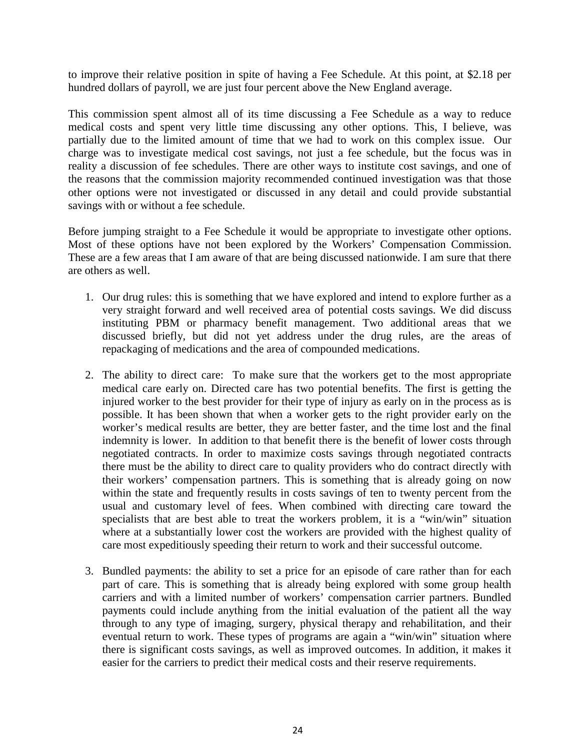to improve their relative position in spite of having a Fee Schedule. At this point, at $2.18 per hundred dollars of payroll, we are just four percent above the New England average.

This commission spent almost all of its time discussing a Fee Schedule as a way to reduce medical costs and spent very little time discussing any other options. This, I believe, was partially due to the limited amount of time that we had to work on this complex issue. Our charge was to investigate medical cost savings, not just a fee schedule, but the focus was in reality a discussion of fee schedules. There are other ways to institute cost savings, and one of the reasons that the commission majority recommended continued investigation was that those other options were not investigated or discussed in any detail and could provide substantial savings with or without a fee schedule.

Before jumping straight to a Fee Schedule it would be appropriate to investigate other options. Most of these options have not been explored by the Workers' Compensation Commission. These are a few areas that I am aware of that are being discussed nationwide. I am sure that there are others as well.

1. Our drug rules: this is something that we have explored and intend to explore further as a very straight forward and well received area of potential costs savings. We did discuss instituting PBM or pharmacy benefit management. Two additional areas that we discussed briefly, but did not yet address under the drug rules, are the areas of repackaging of medications and the area of compounded medications.

2. The ability to direct care: To make sure that the workers get to the most appropriate medical care early on. Directed care has two potential benefits. The first is getting the injured worker to the best provider for their type of injury as early on in the process as is possible. It has been shown that when a worker gets to the right provider early on the worker's medical results are better, they are better faster, and the time lost and the final indemnity is lower. In addition to that benefit there is the benefit of lower costs through negotiated contracts. In order to maximize costs savings through negotiated contracts there must be the ability to direct care to quality providers who do contract directly with their workers' compensation partners. This is something that is already going on now within the state and frequently results in costs savings of ten to twenty percent from the usual and customary level of fees. When combined with directing care toward the specialists that are best able to treat the workers problem, it is a "win/win" situation where at a substantially lower cost the workers are provided with the highest quality of care most expeditiously speeding their return to work and their successful outcome.

3. Bundled payments: the ability to set a price for an episode of care rather than for each part of care. This is something that is already being explored with some group health carriers and with a limited number of workers' compensation carrier partners. Bundled payments could include anything from the initial evaluation of the patient all the way through to any type of imaging, surgery, physical therapy and rehabilitation, and their eventual return to work. These types of programs are again a "win/win" situation where there is significant costs savings, as well as improved outcomes. In addition, it makes it easier for the carriers to predict their medical costs and their reserve requirements.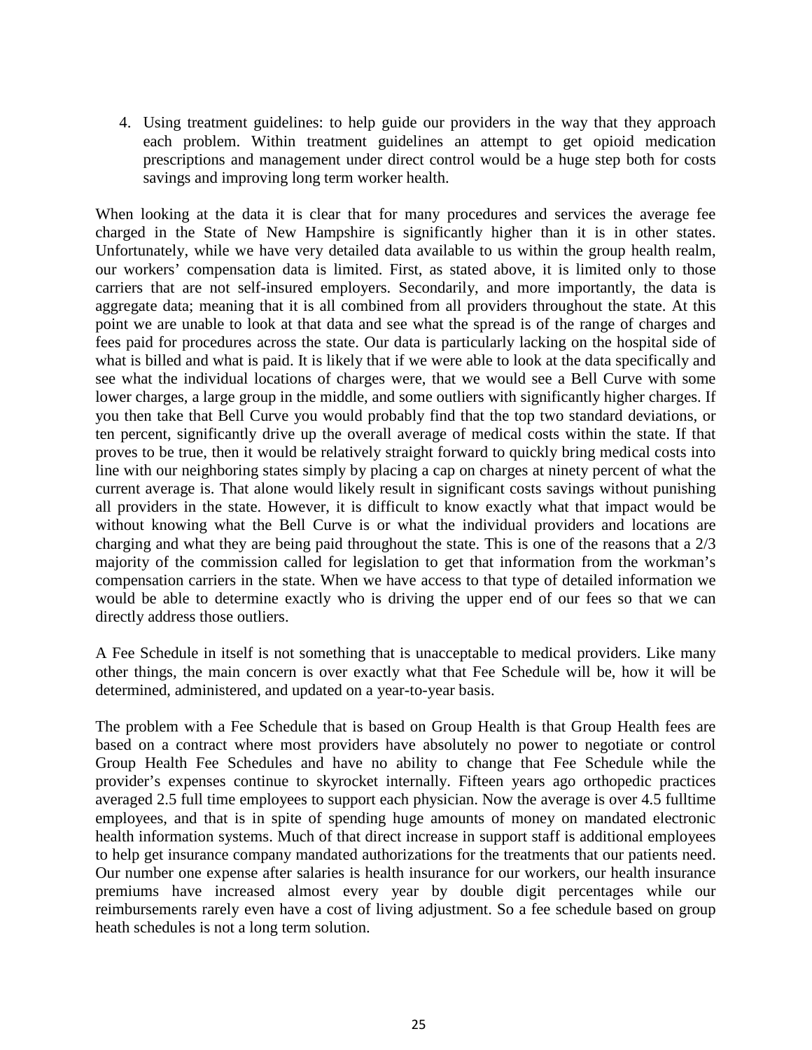4. Using treatment guidelines: to help guide our providers in the way that they approach each problem. Within treatment guidelines an attempt to get opioid medication prescriptions and management under direct control would be a huge step both for costs savings and improving long term worker health.

When looking at the data it is clear that for many procedures and services the average fee charged in the State of New Hampshire is significantly higher than it is in other states. Unfortunately, while we have very detailed data available to us within the group health realm, our workers' compensation data is limited. First, as stated above, it is limited only to those carriers that are not self-insured employers. Secondarily, and more importantly, the data is aggregate data; meaning that it is all combined from all providers throughout the state. At this point we are unable to look at that data and see what the spread is of the range of charges and fees paid for procedures across the state. Our data is particularly lacking on the hospital side of what is billed and what is paid. It is likely that if we were able to look at the data specifically and see what the individual locations of charges were, that we would see a Bell Curve with some lower charges, a large group in the middle, and some outliers with significantly higher charges. If you then take that Bell Curve you would probably find that the top two standard deviations, or ten percent, significantly drive up the overall average of medical costs within the state. If that proves to be true, then it would be relatively straight forward to quickly bring medical costs into line with our neighboring states simply by placing a cap on charges at ninety percent of what the current average is. That alone would likely result in significant costs savings without punishing all providers in the state. However, it is difficult to know exactly what that impact would be without knowing what the Bell Curve is or what the individual providers and locations are charging and what they are being paid throughout the state. This is one of the reasons that a 2/3 majority of the commission called for legislation to get that information from the workman's compensation carriers in the state. When we have access to that type of detailed information we would be able to determine exactly who is driving the upper end of our fees so that we can directly address those outliers.

A Fee Schedule in itself is not something that is unacceptable to medical providers. Like many other things, the main concern is over exactly what that Fee Schedule will be, how it will be determined, administered, and updated on a year-to-year basis.

The problem with a Fee Schedule that is based on Group Health is that Group Health fees are based on a contract where most providers have absolutely no power to negotiate or control Group Health Fee Schedules and have no ability to change that Fee Schedule while the provider's expenses continue to skyrocket internally. Fifteen years ago orthopedic practices averaged 2.5 full time employees to support each physician. Now the average is over 4.5 fulltime employees, and that is in spite of spending huge amounts of money on mandated electronic health information systems. Much of that direct increase in support staff is additional employees to help get insurance company mandated authorizations for the treatments that our patients need. Our number one expense after salaries is health insurance for our workers, our health insurance premiums have increased almost every year by double digit percentages while our reimbursements rarely even have a cost of living adjustment. So a fee schedule based on group heath schedules is not a long term solution.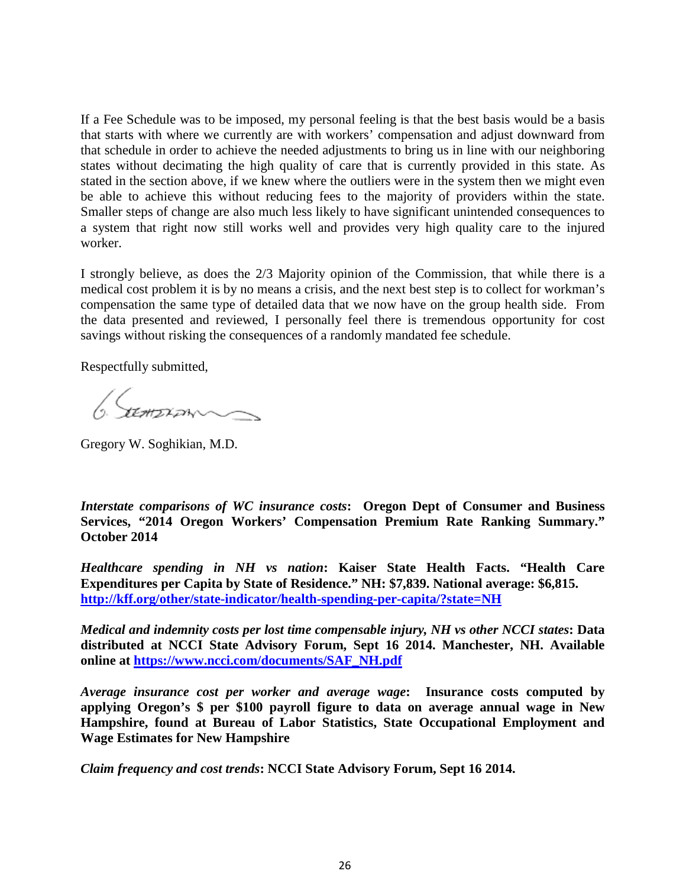If a Fee Schedule was to be imposed, my personal feeling is that the best basis would be a basis that starts with where we currently are with workers' compensation and adjust downward from that schedule in order to achieve the needed adjustments to bring us in line with our neighboring states without decimating the high quality of care that is currently provided in this state. As stated in the section above, if we knew where the outliers were in the system then we might even be able to achieve this without reducing fees to the majority of providers within the state. Smaller steps of change are also much less likely to have significant unintended consequences to a system that right now still works well and provides very high quality care to the injured worker.

I strongly believe, as does the 2/3 Majority opinion of the Commission, that while there is a medical cost problem it is by no means a crisis, and the next best step is to collect for workman's compensation the same type of detailed data that we now have on the group health side. From the data presented and reviewed, I personally feel there is tremendous opportunity for cost savings without risking the consequences of a randomly mandated fee schedule.

Respectfully submitted,

Gregory W. Soghikian, M.D.

***Interstate comparisons of WC insurance costs*: Oregon Dept of Consumer and Business Services, "2014 Oregon Workers' Compensation Premium Rate Ranking Summary." October 2014**

***Healthcare spending in NH vs nation*: Kaiser State Health Facts. "Health Care Expenditures per Capita by State of Residence." NH: $7,839. National average: $6,815.** **[http://kff.org/other/state-indicator/health-spending-per-capita/?state=NH](http://kff.org/other/state-indicator/health-spending-per-capita/?state=NH)**

***Medical and indemnity costs per lost time compensable injury, NH vs other NCCI states*: Data distributed at NCCI State Advisory Forum, Sept 16 2014. Manchester, NH. Available online at [https://www.ncci.com/documents/SAF_NH.pdf](https://www.ncci.com/documents/SAF_NH.pdf)**

***Average insurance cost per worker and average wage*: Insurance costs computed by applying Oregon's $ per $100 payroll figure to data on average annual wage in New Hampshire, found at Bureau of Labor Statistics, State Occupational Employment and Wage Estimates for New Hampshire**

***Claim frequency and cost trends*: NCCI State Advisory Forum, Sept 16 2014.**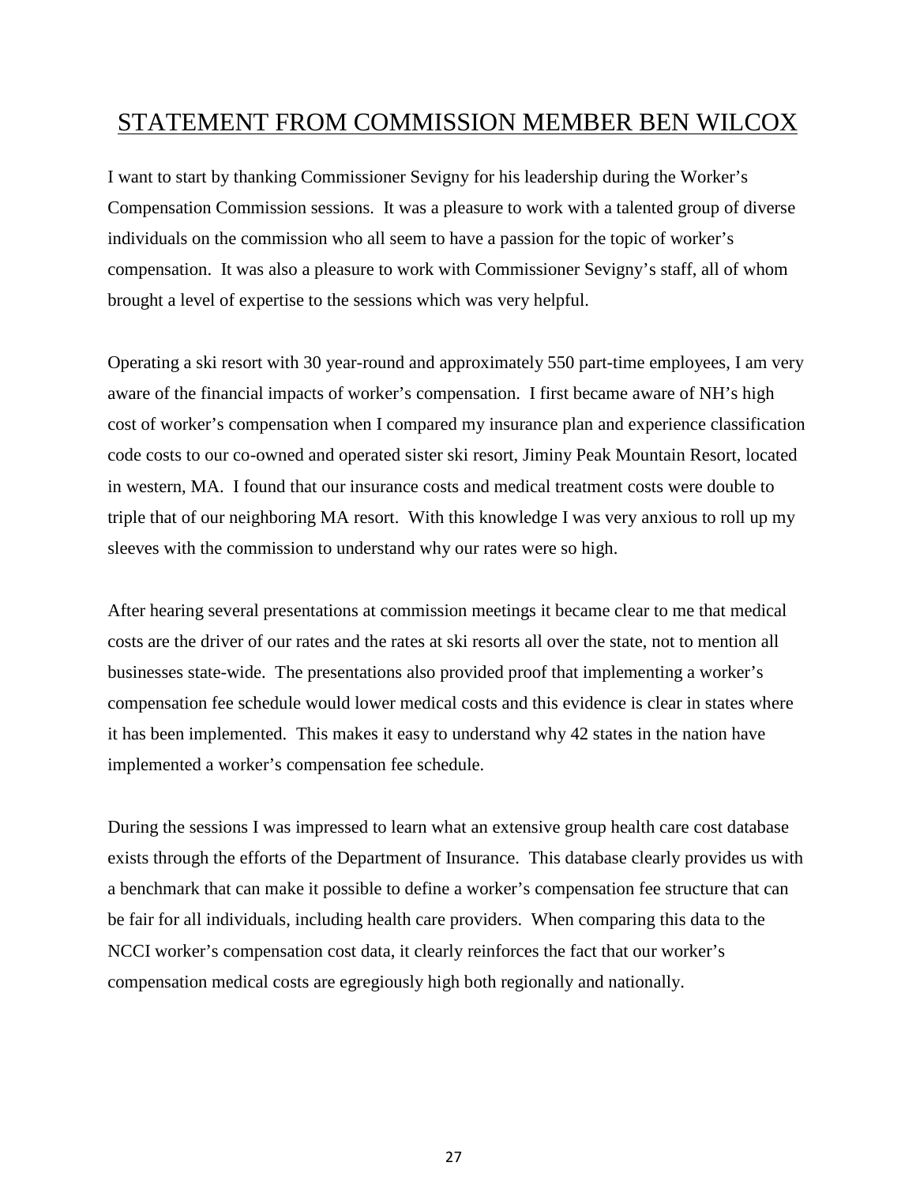## STATEMENT FROM COMMISSION MEMBER BEN WILCOX

I want to start by thanking Commissioner Sevigny for his leadership during the Worker's Compensation Commission sessions. It was a pleasure to work with a talented group of diverse individuals on the commission who all seem to have a passion for the topic of worker's compensation. It was also a pleasure to work with Commissioner Sevigny's staff, all of whom brought a level of expertise to the sessions which was very helpful.

Operating a ski resort with 30 year-round and approximately 550 part-time employees, I am very aware of the financial impacts of worker's compensation. I first became aware of NH's high cost of worker's compensation when I compared my insurance plan and experience classification code costs to our co-owned and operated sister ski resort, Jiminy Peak Mountain Resort, located in western, MA. I found that our insurance costs and medical treatment costs were double to triple that of our neighboring MA resort. With this knowledge I was very anxious to roll up my sleeves with the commission to understand why our rates were so high.

After hearing several presentations at commission meetings it became clear to me that medical costs are the driver of our rates and the rates at ski resorts all over the state, not to mention all businesses state-wide. The presentations also provided proof that implementing a worker's compensation fee schedule would lower medical costs and this evidence is clear in states where it has been implemented. This makes it easy to understand why 42 states in the nation have implemented a worker's compensation fee schedule.

During the sessions I was impressed to learn what an extensive group health care cost database exists through the efforts of the Department of Insurance. This database clearly provides us with a benchmark that can make it possible to define a worker's compensation fee structure that can be fair for all individuals, including health care providers. When comparing this data to the NCCI worker's compensation cost data, it clearly reinforces the fact that our worker's compensation medical costs are egregiously high both regionally and nationally.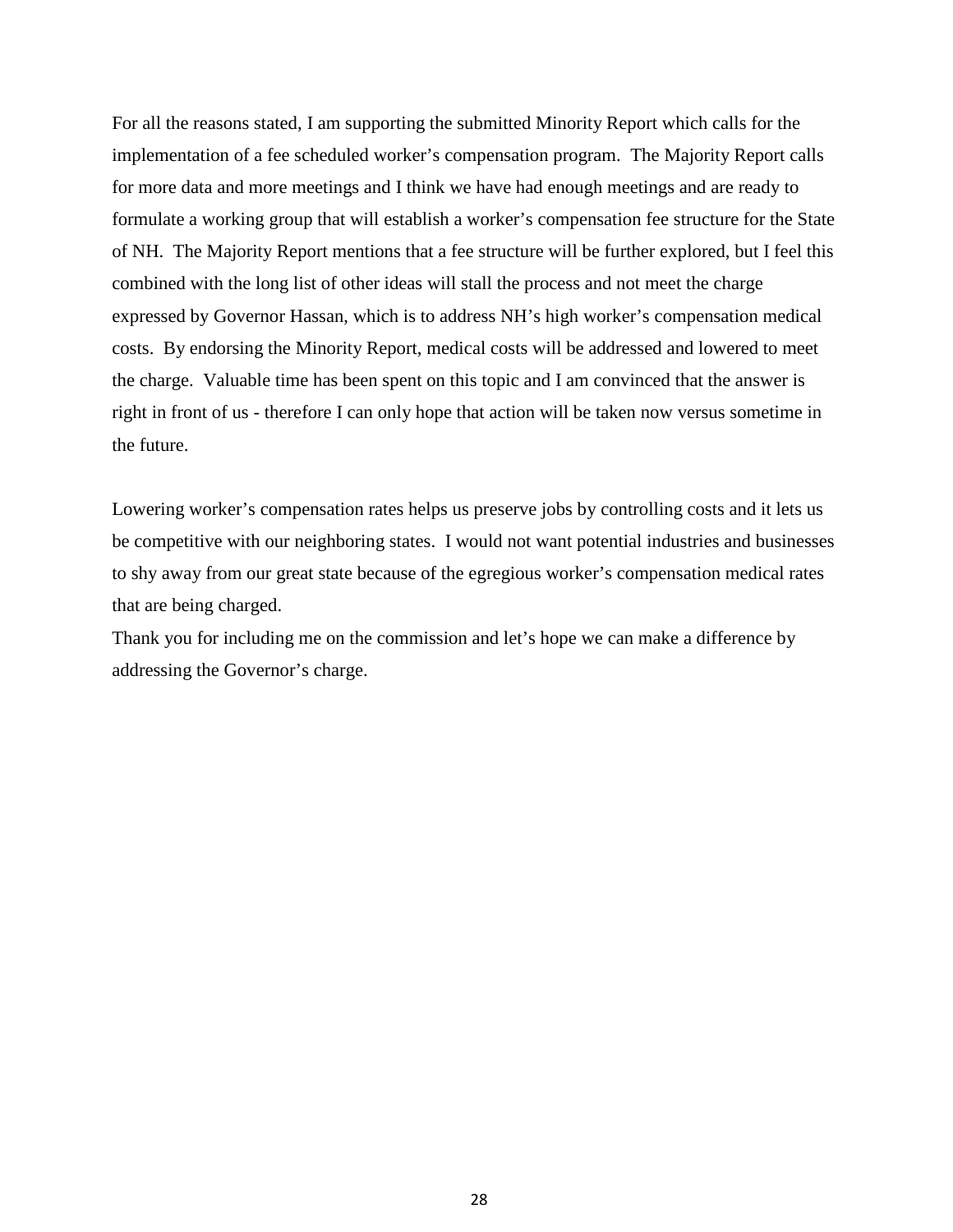For all the reasons stated, I am supporting the submitted Minority Report which calls for the implementation of a fee scheduled worker's compensation program. The Majority Report calls for more data and more meetings and I think we have had enough meetings and are ready to formulate a working group that will establish a worker's compensation fee structure for the State of NH. The Majority Report mentions that a fee structure will be further explored, but I feel this combined with the long list of other ideas will stall the process and not meet the charge expressed by Governor Hassan, which is to address NH's high worker's compensation medical costs. By endorsing the Minority Report, medical costs will be addressed and lowered to meet the charge. Valuable time has been spent on this topic and I am convinced that the answer is right in front of us - therefore I can only hope that action will be taken now versus sometime in the future.

Lowering worker's compensation rates helps us preserve jobs by controlling costs and it lets us be competitive with our neighboring states. I would not want potential industries and businesses to shy away from our great state because of the egregious worker's compensation medical rates that are being charged.

Thank you for including me on the commission and let's hope we can make a difference by addressing the Governor's charge.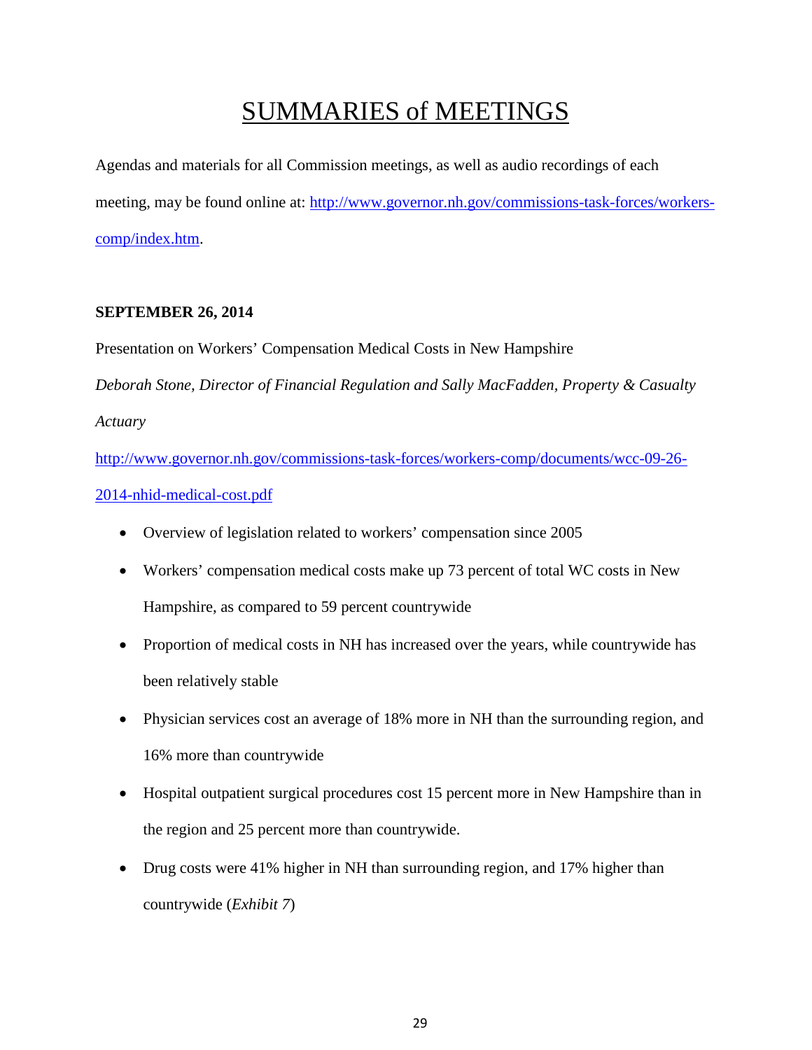# SUMMARIES of MEETINGS

Agendas and materials for all Commission meetings, as well as audio recordings of each meeting, may be found online at: [http://www.governor.nh.gov/commissions-task-forces/workers-comp/index.htm](http://www.governor.nh.gov/commissions-task-forces/workers-comp/index.htm).

**SEPTEMBER 26, 2014**

Presentation on Workers' Compensation Medical Costs in New Hampshire

*Deborah Stone, Director of Financial Regulation and Sally MacFadden, Property & Casualty Actuary*

[http://www.governor.nh.gov/commissions-task-forces/workers-comp/documents/wcc-09-26-2014-nhid-medical-cost.pdf](http://www.governor.nh.gov/commissions-task-forces/workers-comp/documents/wcc-09-26-2014-nhid-medical-cost.pdf)

- Overview of legislation related to workers' compensation since 2005
- Workers' compensation medical costs make up 73 percent of total WC costs in New Hampshire, as compared to 59 percent countrywide
- Proportion of medical costs in NH has increased over the years, while countrywide has been relatively stable
- Physician services cost an average of 18% more in NH than the surrounding region, and 16% more than countrywide
- Hospital outpatient surgical procedures cost 15 percent more in New Hampshire than in the region and 25 percent more than countrywide.
- Drug costs were 41% higher in NH than surrounding region, and 17% higher than countrywide (*Exhibit 7*)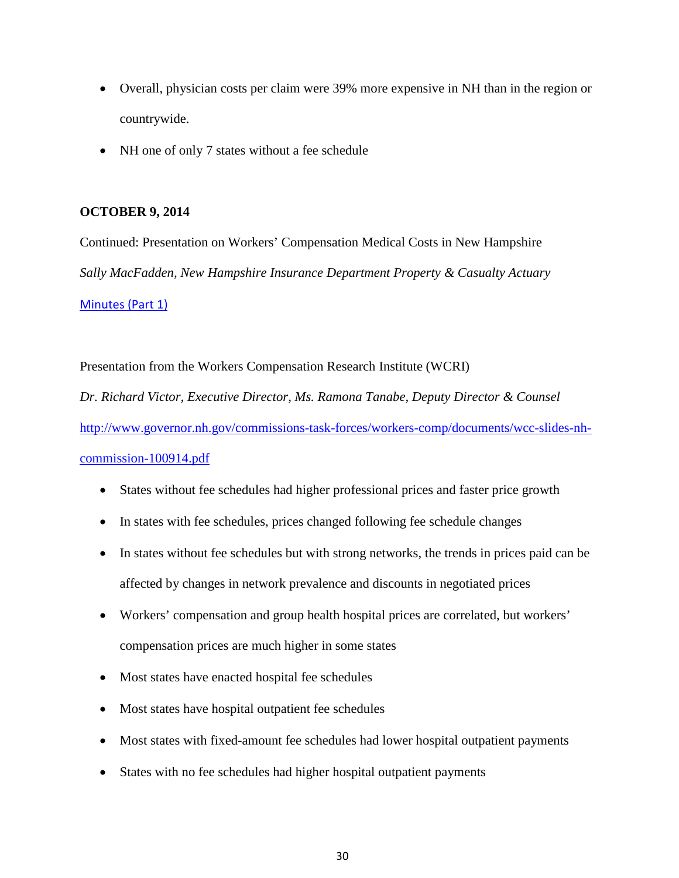- Overall, physician costs per claim were 39% more expensive in NH than in the region or countrywide.
- NH one of only 7 states without a fee schedule

**OCTOBER 9, 2014**

Continued: Presentation on Workers' Compensation Medical Costs in New Hampshire

*Sally MacFadden, New Hampshire Insurance Department Property & Casualty Actuary*

[Minutes (Part 1)]

Presentation from the Workers Compensation Research Institute (WCRI)

*Dr. Richard Victor, Executive Director, Ms. Ramona Tanabe, Deputy Director & Counsel*

http://www.governor.nh.gov/commissions-task-forces/workers-comp/documents/wcc-slides-nh-commission-100914.pdf

- States without fee schedules had higher professional prices and faster price growth
- In states with fee schedules, prices changed following fee schedule changes
- In states without fee schedules but with strong networks, the trends in prices paid can be affected by changes in network prevalence and discounts in negotiated prices
- Workers' compensation and group health hospital prices are correlated, but workers' compensation prices are much higher in some states
- Most states have enacted hospital fee schedules
- Most states have hospital outpatient fee schedules
- Most states with fixed-amount fee schedules had lower hospital outpatient payments
- States with no fee schedules had higher hospital outpatient payments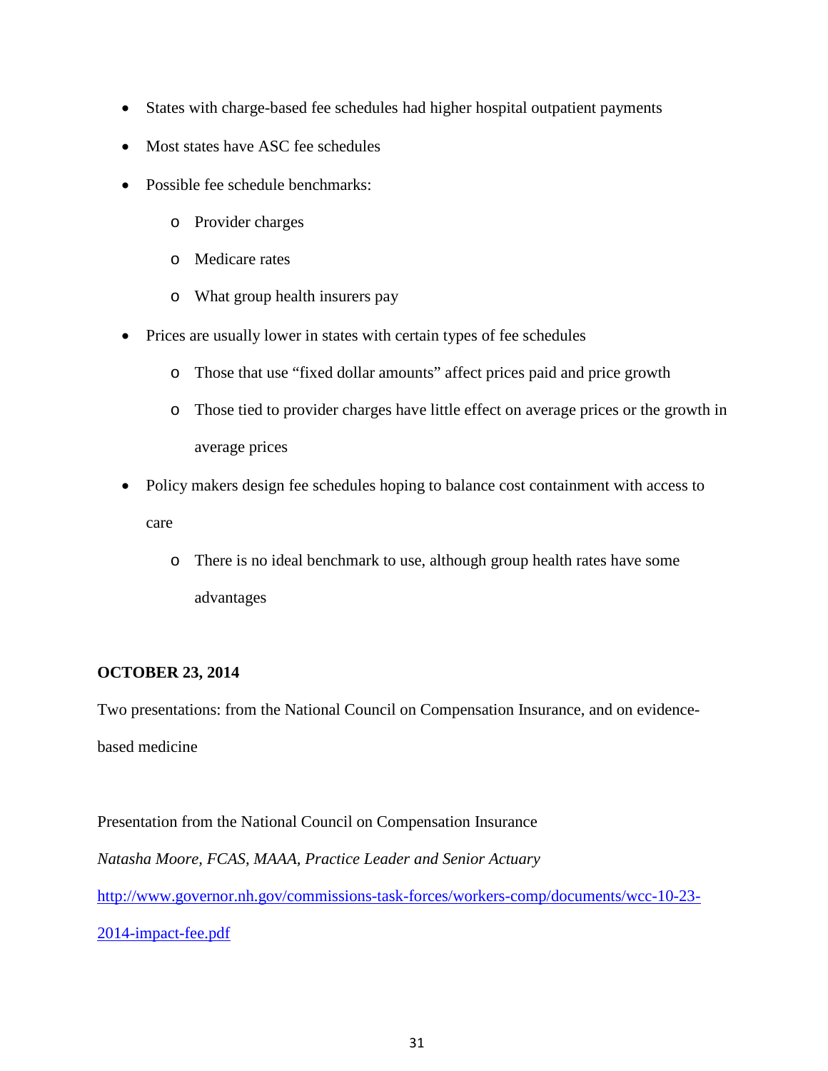- States with charge-based fee schedules had higher hospital outpatient payments
- Most states have ASC fee schedules
- Possible fee schedule benchmarks:
    - Provider charges
    - Medicare rates
    - What group health insurers pay
- Prices are usually lower in states with certain types of fee schedules
    - Those that use "fixed dollar amounts" affect prices paid and price growth
    - Those tied to provider charges have little effect on average prices or the growth in average prices
- Policy makers design fee schedules hoping to balance cost containment with access to care
    - There is no ideal benchmark to use, although group health rates have some advantages

**OCTOBER 23, 2014**

Two presentations: from the National Council on Compensation Insurance, and on evidence-based medicine

Presentation from the National Council on Compensation Insurance

*Natasha Moore, FCAS, MAAA, Practice Leader and Senior Actuary*

[http://www.governor.nh.gov/commissions-task-forces/workers-comp/documents/wcc-10-23-2014-impact-fee.pdf](http://www.governor.nh.gov/commissions-task-forces/workers-comp/documents/wcc-10-23-2014-impact-fee.pdf)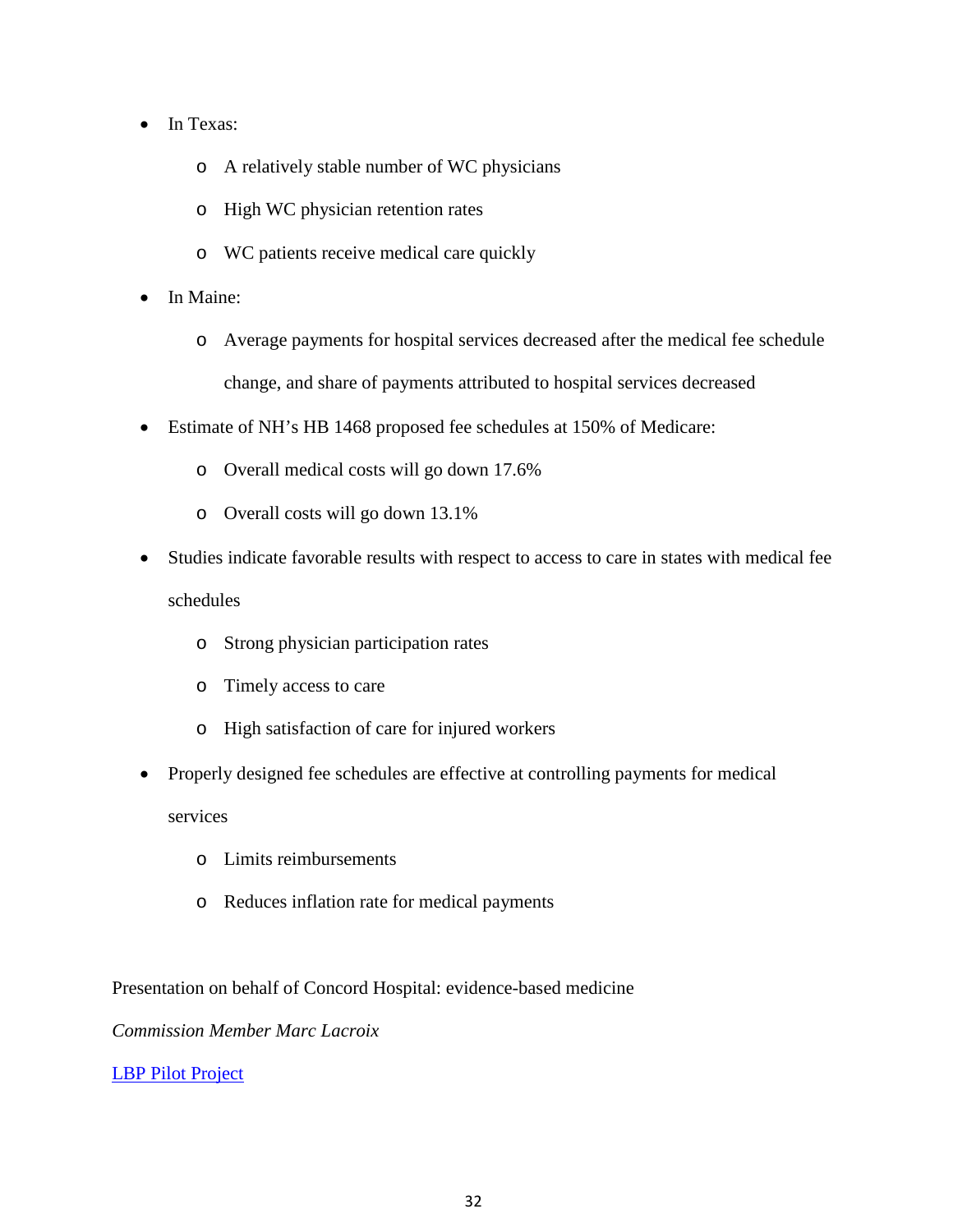- In Texas:
  - A relatively stable number of WC physicians
  - High WC physician retention rates
  - WC patients receive medical care quickly
- In Maine:
  - Average payments for hospital services decreased after the medical fee schedule change, and share of payments attributed to hospital services decreased
- Estimate of NH's HB 1468 proposed fee schedules at 150% of Medicare:
  - Overall medical costs will go down 17.6%
  - Overall costs will go down 13.1%
- Studies indicate favorable results with respect to access to care in states with medical fee schedules
  - Strong physician participation rates
  - Timely access to care
  - High satisfaction of care for injured workers
- Properly designed fee schedules are effective at controlling payments for medical services
  - Limits reimbursements
  - Reduces inflation rate for medical payments

Presentation on behalf of Concord Hospital: evidence-based medicine

*Commission Member Marc Lacroix*

LBP Pilot Project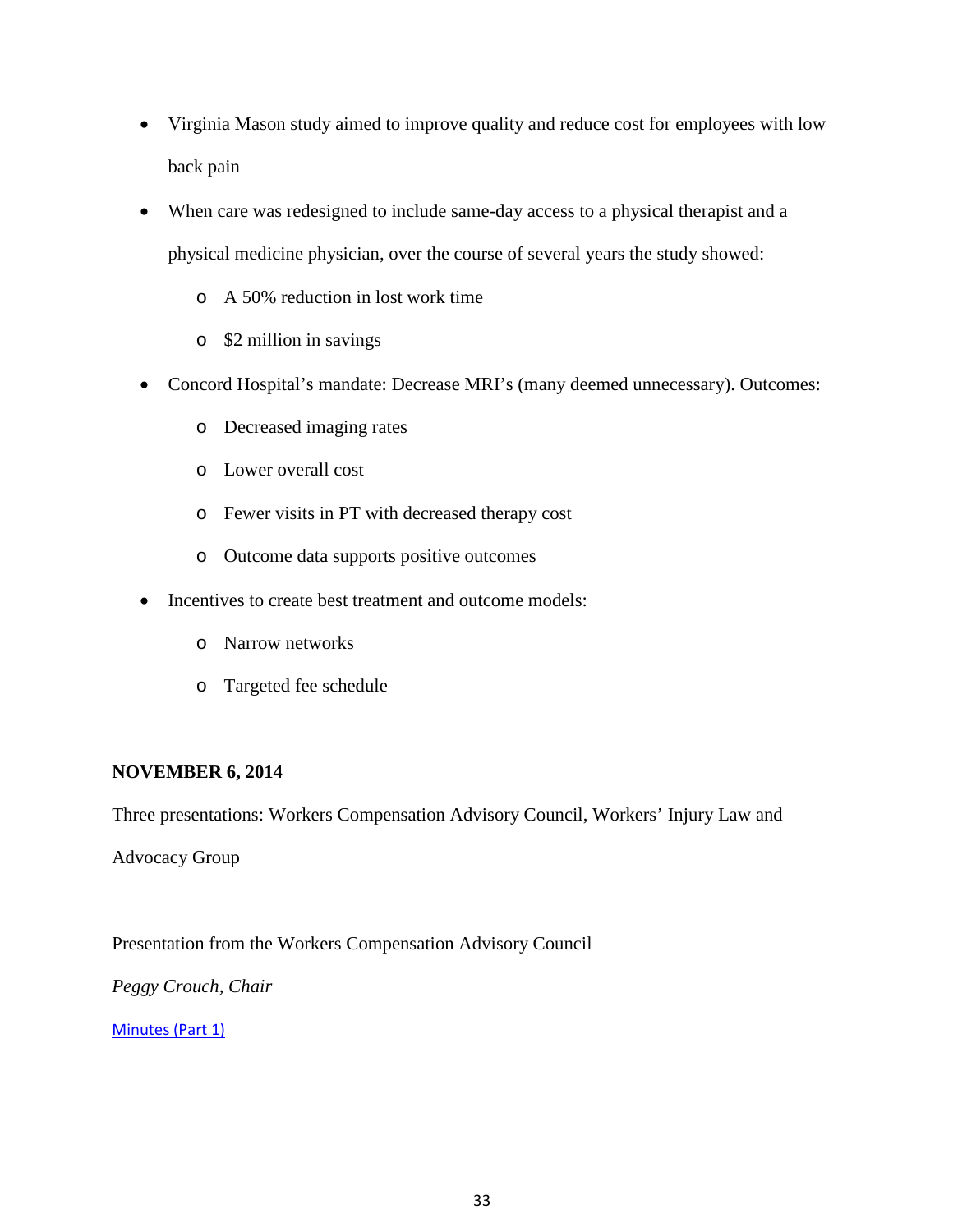- Virginia Mason study aimed to improve quality and reduce cost for employees with low back pain
- When care was redesigned to include same-day access to a physical therapist and a physical medicine physician, over the course of several years the study showed:
  - A 50% reduction in lost work time
  - $2 million in savings
- Concord Hospital's mandate: Decrease MRI's (many deemed unnecessary). Outcomes:
  - Decreased imaging rates
  - Lower overall cost
  - Fewer visits in PT with decreased therapy cost
  - Outcome data supports positive outcomes
- Incentives to create best treatment and outcome models:
  - Narrow networks
  - Targeted fee schedule

**NOVEMBER 6, 2014**

Three presentations: Workers Compensation Advisory Council, Workers' Injury Law and Advocacy Group

Presentation from the Workers Compensation Advisory Council

*Peggy Crouch, Chair*

Minutes (Part 1)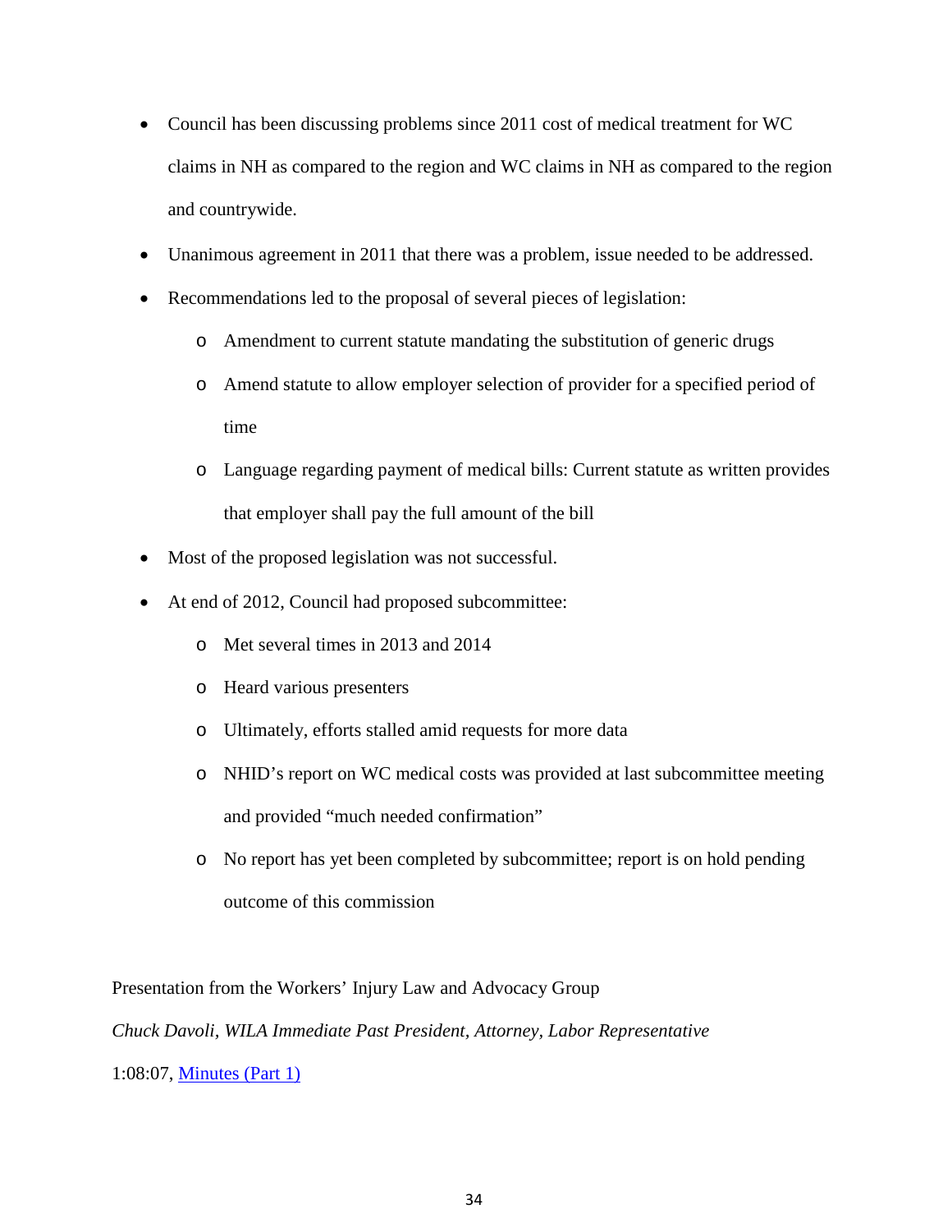- Council has been discussing problems since 2011 cost of medical treatment for WC claims in NH as compared to the region and WC claims in NH as compared to the region and countrywide.
- Unanimous agreement in 2011 that there was a problem, issue needed to be addressed.
- Recommendations led to the proposal of several pieces of legislation:
  - Amendment to current statute mandating the substitution of generic drugs
  - Amend statute to allow employer selection of provider for a specified period of time
  - Language regarding payment of medical bills: Current statute as written provides that employer shall pay the full amount of the bill
- Most of the proposed legislation was not successful.
- At end of 2012, Council had proposed subcommittee:
  - Met several times in 2013 and 2014
  - Heard various presenters
  - Ultimately, efforts stalled amid requests for more data
  - NHID's report on WC medical costs was provided at last subcommittee meeting and provided "much needed confirmation"
  - No report has yet been completed by subcommittee; report is on hold pending outcome of this commission

Presentation from the Workers' Injury Law and Advocacy Group

*Chuck Davoli, WILA Immediate Past President, Attorney, Labor Representative*

1:08:07, Minutes (Part 1)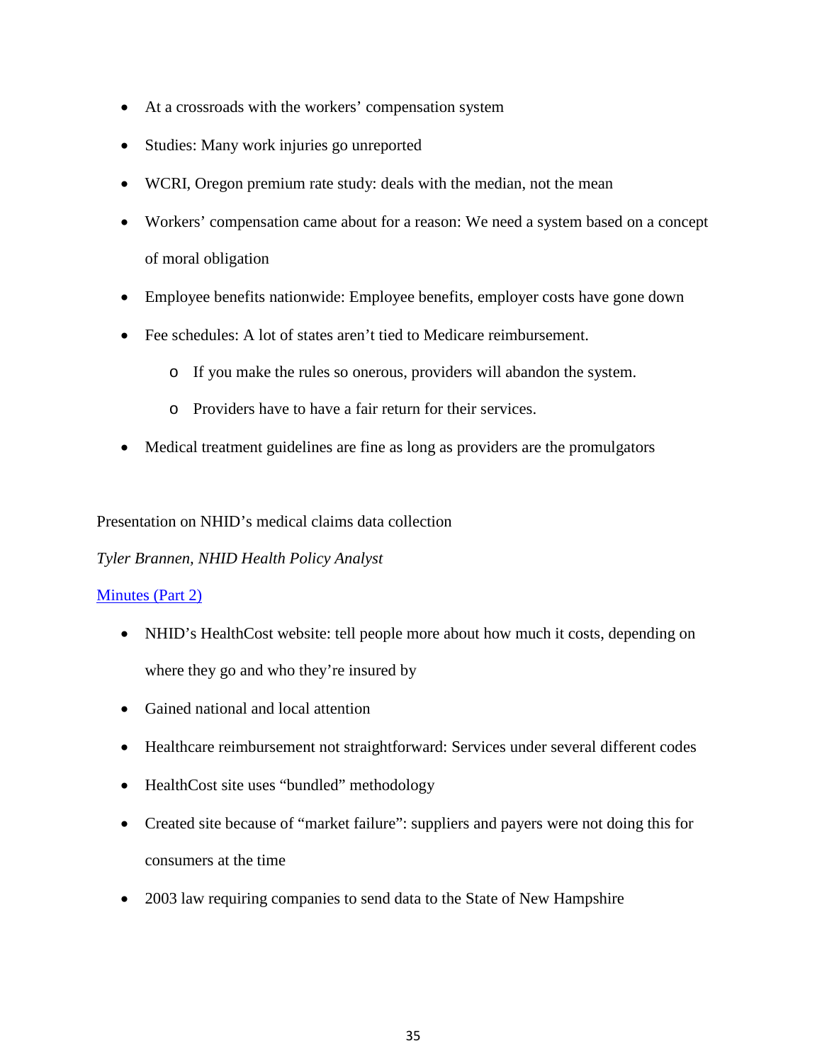- At a crossroads with the workers' compensation system
- Studies: Many work injuries go unreported
- WCRI, Oregon premium rate study: deals with the median, not the mean
- Workers' compensation came about for a reason: We need a system based on a concept of moral obligation
- Employee benefits nationwide: Employee benefits, employer costs have gone down
- Fee schedules: A lot of states aren't tied to Medicare reimbursement.
    - If you make the rules so onerous, providers will abandon the system.
    - Providers have to have a fair return for their services.
- Medical treatment guidelines are fine as long as providers are the promulgators

Presentation on NHID's medical claims data collection

*Tyler Brannen, NHID Health Policy Analyst*

Minutes (Part 2)

- NHID's HealthCost website: tell people more about how much it costs, depending on where they go and who they're insured by
- Gained national and local attention
- Healthcare reimbursement not straightforward: Services under several different codes
- HealthCost site uses "bundled" methodology
- Created site because of "market failure": suppliers and payers were not doing this for consumers at the time
- 2003 law requiring companies to send data to the State of New Hampshire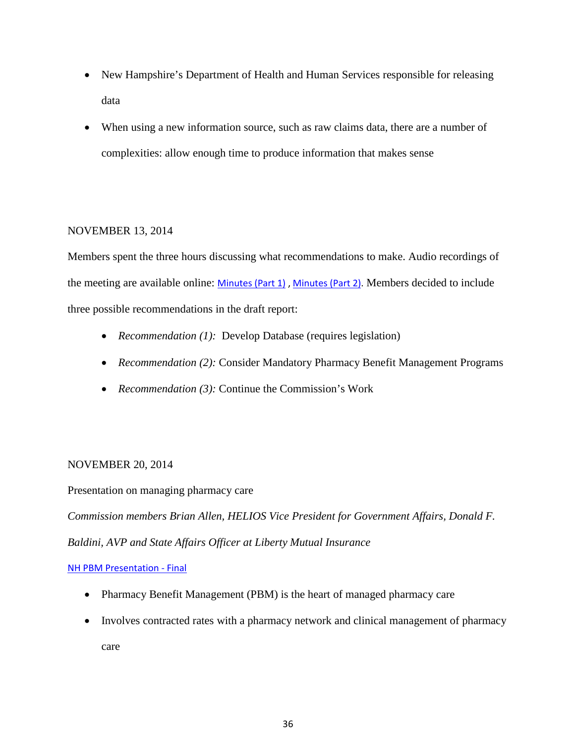- New Hampshire's Department of Health and Human Services responsible for releasing data
- When using a new information source, such as raw claims data, there are a number of complexities: allow enough time to produce information that makes sense

NOVEMBER 13, 2014

Members spent the three hours discussing what recommendations to make. Audio recordings of the meeting are available online: Minutes (Part 1) , Minutes (Part 2). Members decided to include three possible recommendations in the draft report:

- *Recommendation (1):* Develop Database (requires legislation)
- *Recommendation (2):* Consider Mandatory Pharmacy Benefit Management Programs
- *Recommendation (3):* Continue the Commission's Work

NOVEMBER 20, 2014

Presentation on managing pharmacy care

*Commission members Brian Allen, HELIOS Vice President for Government Affairs, Donald F. Baldini, AVP and State Affairs Officer at Liberty Mutual Insurance*

NH PBM Presentation - Final

- Pharmacy Benefit Management (PBM) is the heart of managed pharmacy care
- Involves contracted rates with a pharmacy network and clinical management of pharmacy care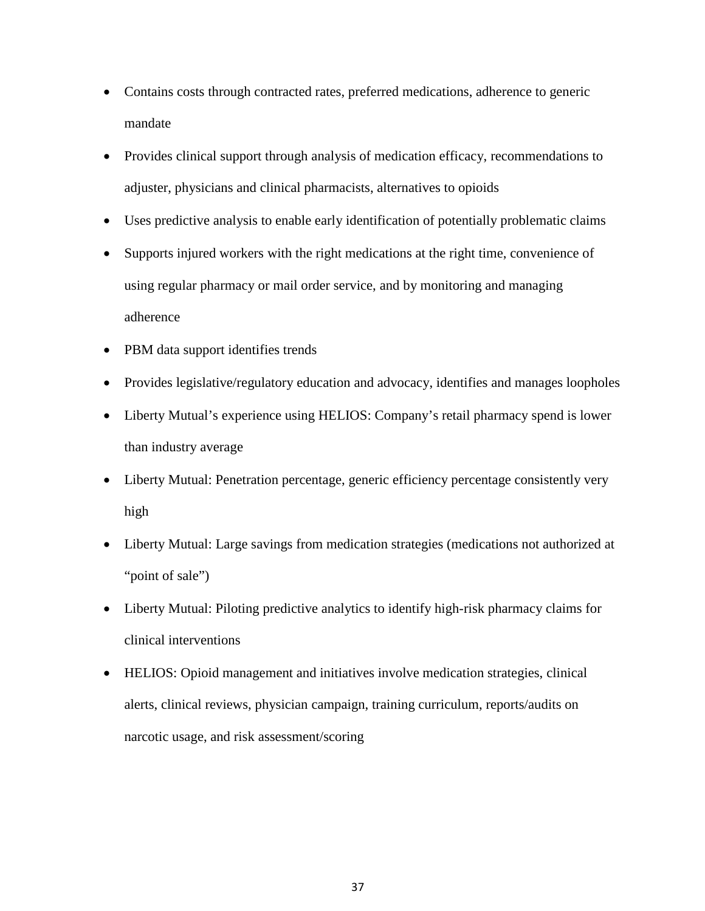- Contains costs through contracted rates, preferred medications, adherence to generic mandate
- Provides clinical support through analysis of medication efficacy, recommendations to adjuster, physicians and clinical pharmacists, alternatives to opioids
- Uses predictive analysis to enable early identification of potentially problematic claims
- Supports injured workers with the right medications at the right time, convenience of using regular pharmacy or mail order service, and by monitoring and managing adherence
- PBM data support identifies trends
- Provides legislative/regulatory education and advocacy, identifies and manages loopholes
- Liberty Mutual's experience using HELIOS: Company's retail pharmacy spend is lower than industry average
- Liberty Mutual: Penetration percentage, generic efficiency percentage consistently very high
- Liberty Mutual: Large savings from medication strategies (medications not authorized at "point of sale")
- Liberty Mutual: Piloting predictive analytics to identify high-risk pharmacy claims for clinical interventions
- HELIOS: Opioid management and initiatives involve medication strategies, clinical alerts, clinical reviews, physician campaign, training curriculum, reports/audits on narcotic usage, and risk assessment/scoring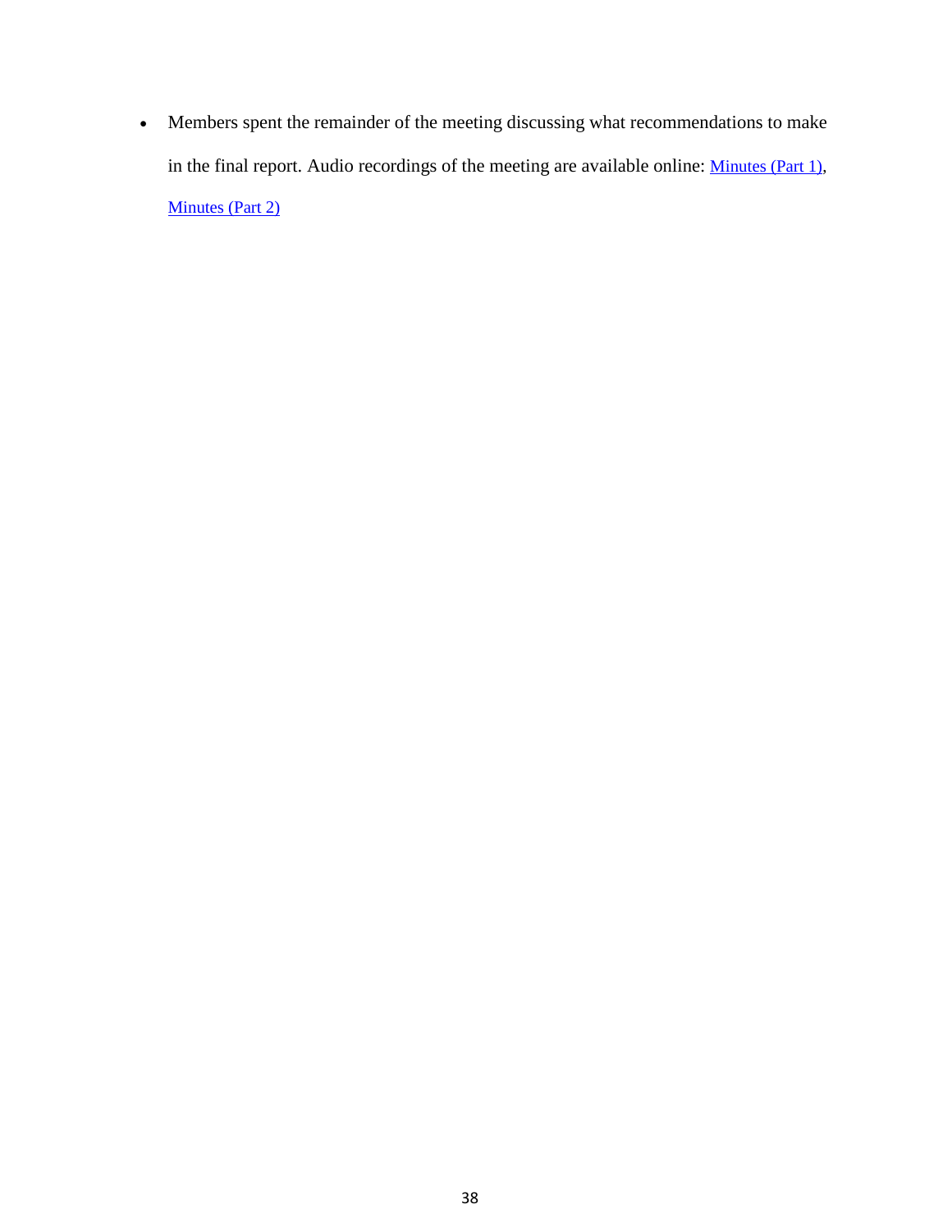- Members spent the remainder of the meeting discussing what recommendations to make in the final report. Audio recordings of the meeting are available online: Minutes (Part 1), Minutes (Part 2)